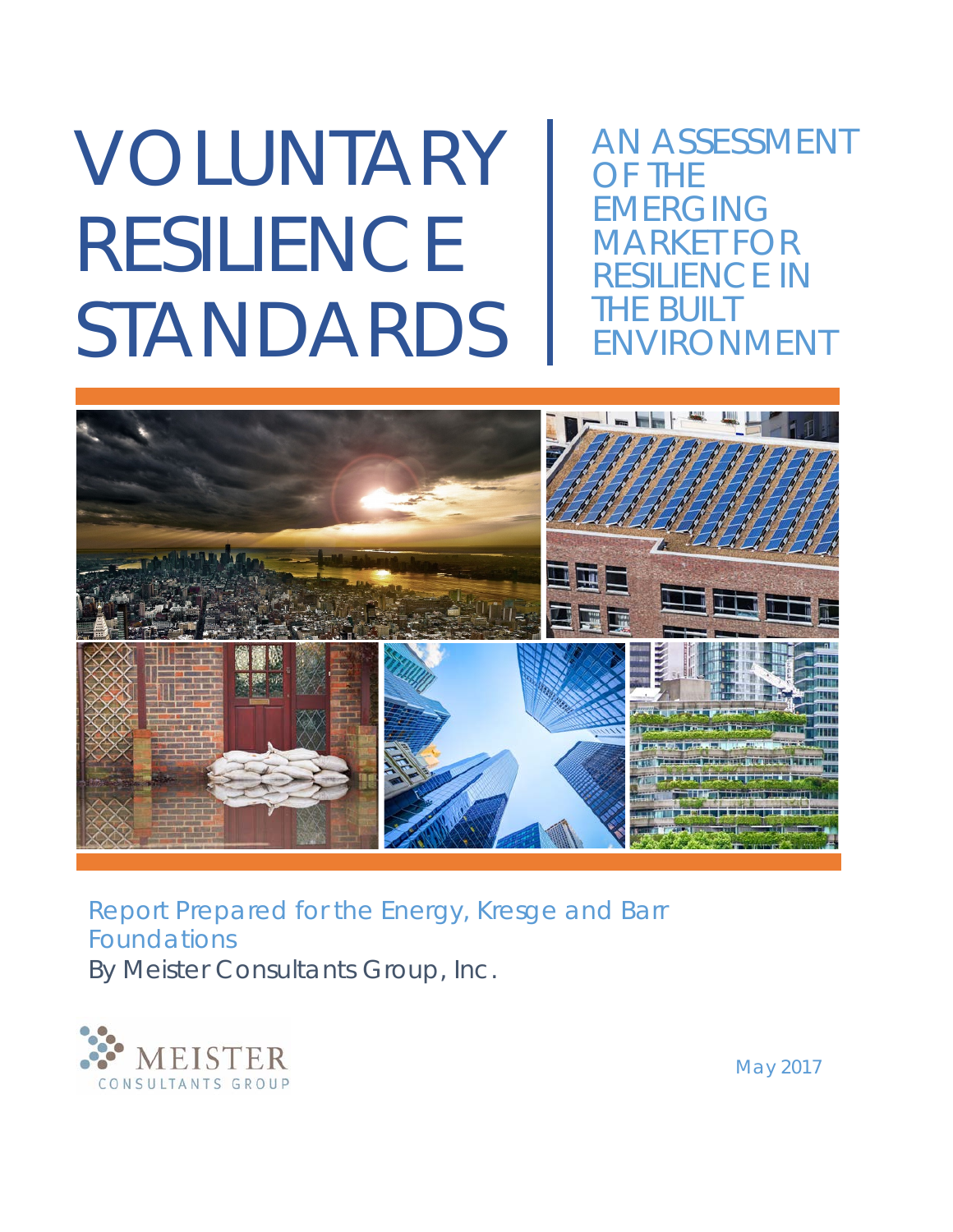# VOLUNTARY RESILIENCE STANDARDS

## AN ASSESSMENT OF THE EMERGING MARKET FOR RESILIENCE IN THE BUILT ENVIRONMENT

Report Prepared for the Energy, Kresge and Barr Foundations

By Meister Consultants Group, Inc.

MEISTER CONSULTANTS GROUP

May 2017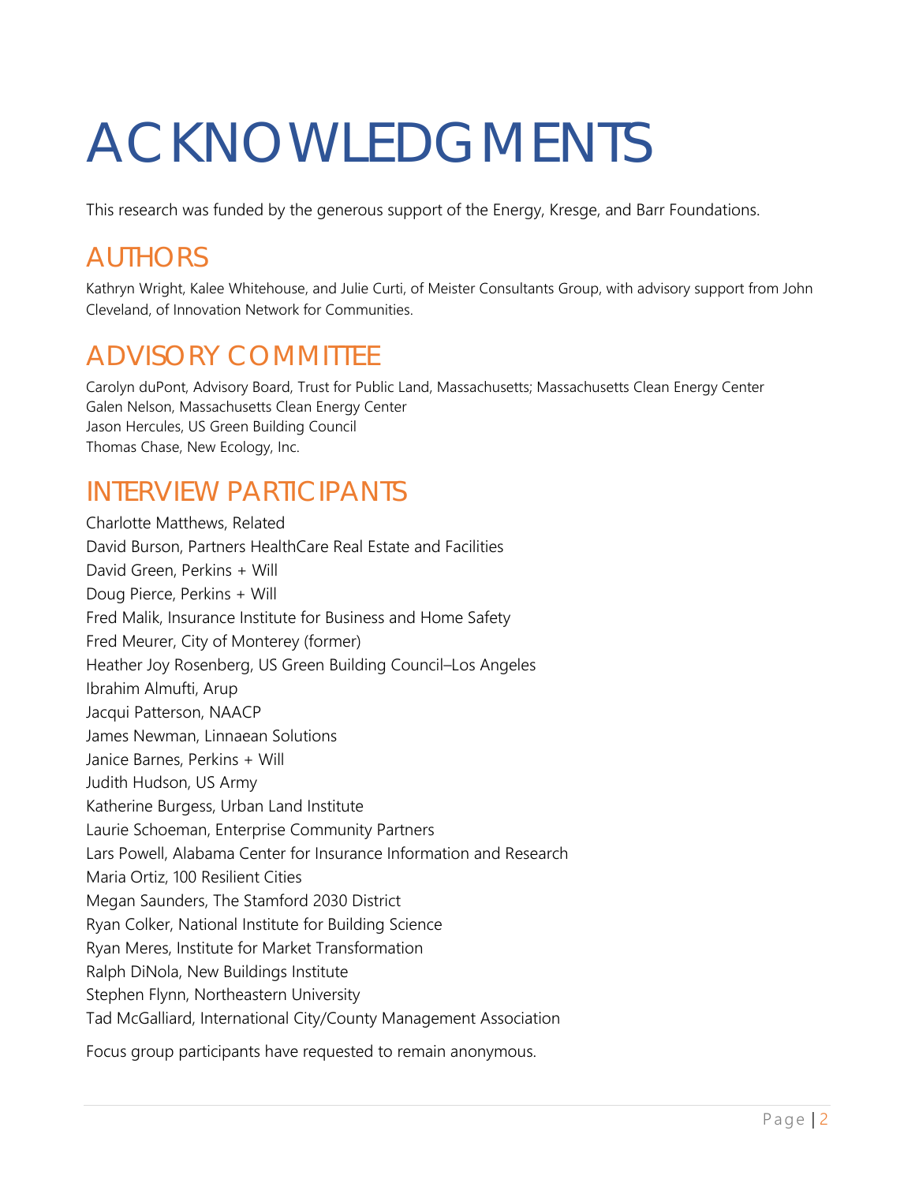# ACKNOWLEDGMENTS

This research was funded by the generous support of the Energy, Kresge, and Barr Foundations.

## AUTHORS

Kathryn Wright, Kalee Whitehouse, and Julie Curti, of Meister Consultants Group, with advisory support from John Cleveland, of Innovation Network for Communities.

## ADVISORY COMMITTEE

Carolyn duPont, Advisory Board, Trust for Public Land, Massachusetts; Massachusetts Clean Energy Center
Galen Nelson, Massachusetts Clean Energy Center
Jason Hercules, US Green Building Council
Thomas Chase, New Ecology, Inc.

## INTERVIEW PARTICIPANTS

Charlotte Matthews, Related
David Burson, Partners HealthCare Real Estate and Facilities
David Green, Perkins + Will
Doug Pierce, Perkins + Will
Fred Malik, Insurance Institute for Business and Home Safety
Fred Meurer, City of Monterey (former)
Heather Joy Rosenberg, US Green Building Council–Los Angeles
Ibrahim Almufti, Arup
Jacqui Patterson, NAACP
James Newman, Linnaean Solutions
Janice Barnes, Perkins + Will
Judith Hudson, US Army
Katherine Burgess, Urban Land Institute
Laurie Schoeman, Enterprise Community Partners
Lars Powell, Alabama Center for Insurance Information and Research
Maria Ortiz, 100 Resilient Cities
Megan Saunders, The Stamford 2030 District
Ryan Colker, National Institute for Building Science
Ryan Meres, Institute for Market Transformation
Ralph DiNola, New Buildings Institute
Stephen Flynn, Northeastern University
Tad McGalliard, International City/County Management Association

Focus group participants have requested to remain anonymous.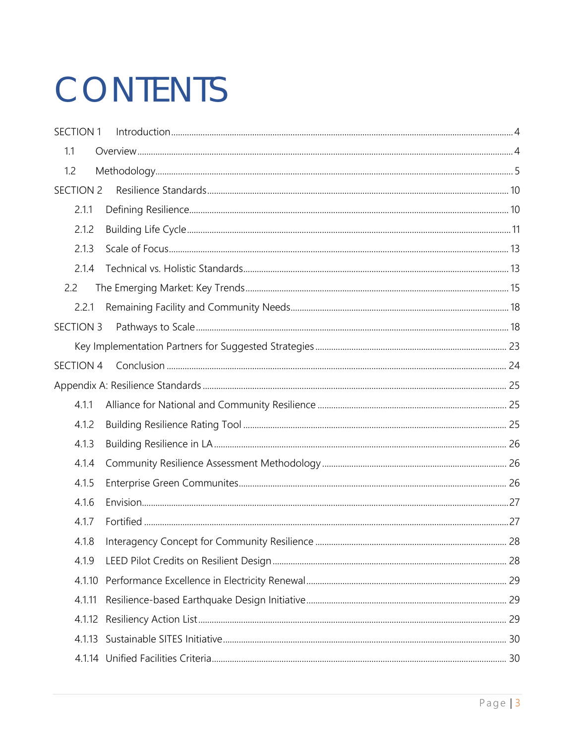# CONTENTS

SECTION 1 Introduction ..... 4

- 1.1 Overview ..... 4
- 1.2 Methodology ..... 5

SECTION 2 Resilience Standards ..... 10

- 2.1.1 Defining Resilience ..... 10
- 2.1.2 Building Life Cycle ..... 11
- 2.1.3 Scale of Focus ..... 13
- 2.1.4 Technical vs. Holistic Standards ..... 13
- 2.2 The Emerging Market: Key Trends ..... 15
- 2.2.1 Remaining Facility and Community Needs ..... 18

SECTION 3 Pathways to Scale ..... 18

- Key Implementation Partners for Suggested Strategies ..... 23

SECTION 4 Conclusion ..... 24

Appendix A: Resilience Standards ..... 25

- 4.1.1 Alliance for National and Community Resilience ..... 25
- 4.1.2 Building Resilience Rating Tool ..... 25
- 4.1.3 Building Resilience in LA ..... 26
- 4.1.4 Community Resilience Assessment Methodology ..... 26
- 4.1.5 Enterprise Green Communites ..... 26
- 4.1.6 Envision ..... 27
- 4.1.7 Fortified ..... 27
- 4.1.8 Interagency Concept for Community Resilience ..... 28
- 4.1.9 LEED Pilot Credits on Resilient Design ..... 28
- 4.1.10 Performance Excellence in Electricity Renewal ..... 29
- 4.1.11 Resilience-based Earthquake Design Initiative ..... 29
- 4.1.12 Resiliency Action List ..... 29
- 4.1.13 Sustainable SITES Initiative ..... 30
- 4.1.14 Unified Facilities Criteria ..... 30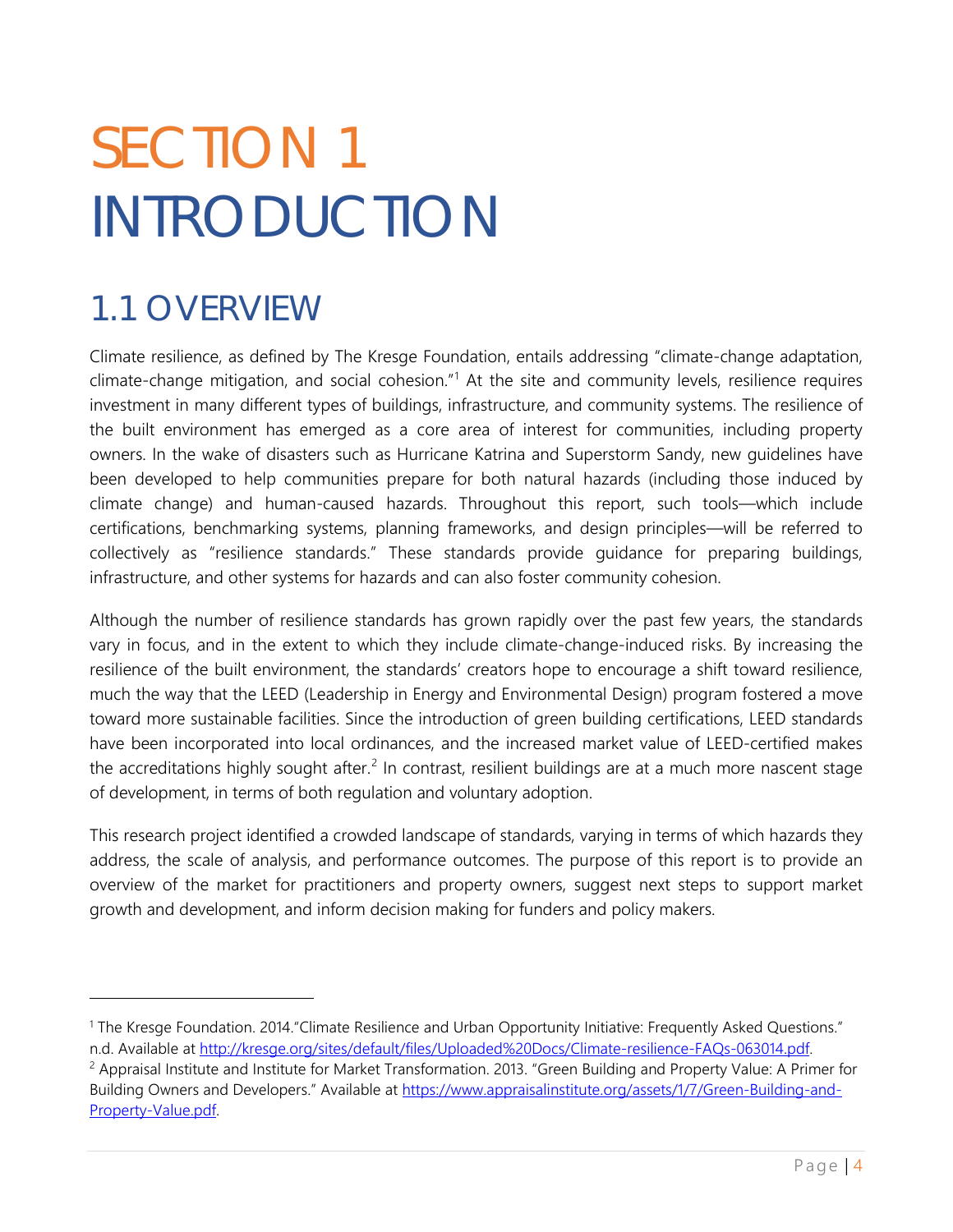# SECTION 1 INTRODUCTION

## 1.1 OVERVIEW

Climate resilience, as defined by The Kresge Foundation, entails addressing "climate-change adaptation, climate-change mitigation, and social cohesion."[1] At the site and community levels, resilience requires investment in many different types of buildings, infrastructure, and community systems. The resilience of the built environment has emerged as a core area of interest for communities, including property owners. In the wake of disasters such as Hurricane Katrina and Superstorm Sandy, new guidelines have been developed to help communities prepare for both natural hazards (including those induced by climate change) and human-caused hazards. Throughout this report, such tools—which include certifications, benchmarking systems, planning frameworks, and design principles—will be referred to collectively as "resilience standards." These standards provide guidance for preparing buildings, infrastructure, and other systems for hazards and can also foster community cohesion.

Although the number of resilience standards has grown rapidly over the past few years, the standards vary in focus, and in the extent to which they include climate-change-induced risks. By increasing the resilience of the built environment, the standards' creators hope to encourage a shift toward resilience, much the way that the LEED (Leadership in Energy and Environmental Design) program fostered a move toward more sustainable facilities. Since the introduction of green building certifications, LEED standards have been incorporated into local ordinances, and the increased market value of LEED-certified makes the accreditations highly sought after.[2] In contrast, resilient buildings are at a much more nascent stage of development, in terms of both regulation and voluntary adoption.

This research project identified a crowded landscape of standards, varying in terms of which hazards they address, the scale of analysis, and performance outcomes. The purpose of this report is to provide an overview of the market for practitioners and property owners, suggest next steps to support market growth and development, and inform decision making for funders and policy makers.

---

[1] The Kresge Foundation. 2014."Climate Resilience and Urban Opportunity Initiative: Frequently Asked Questions." n.d. Available at http://kresge.org/sites/default/files/Uploaded%20Docs/Climate-resilience-FAQs-063014.pdf.

[2] Appraisal Institute and Institute for Market Transformation. 2013. "Green Building and Property Value: A Primer for Building Owners and Developers." Available at https://www.appraisalinstitute.org/assets/1/7/Green-Building-and-Property-Value.pdf.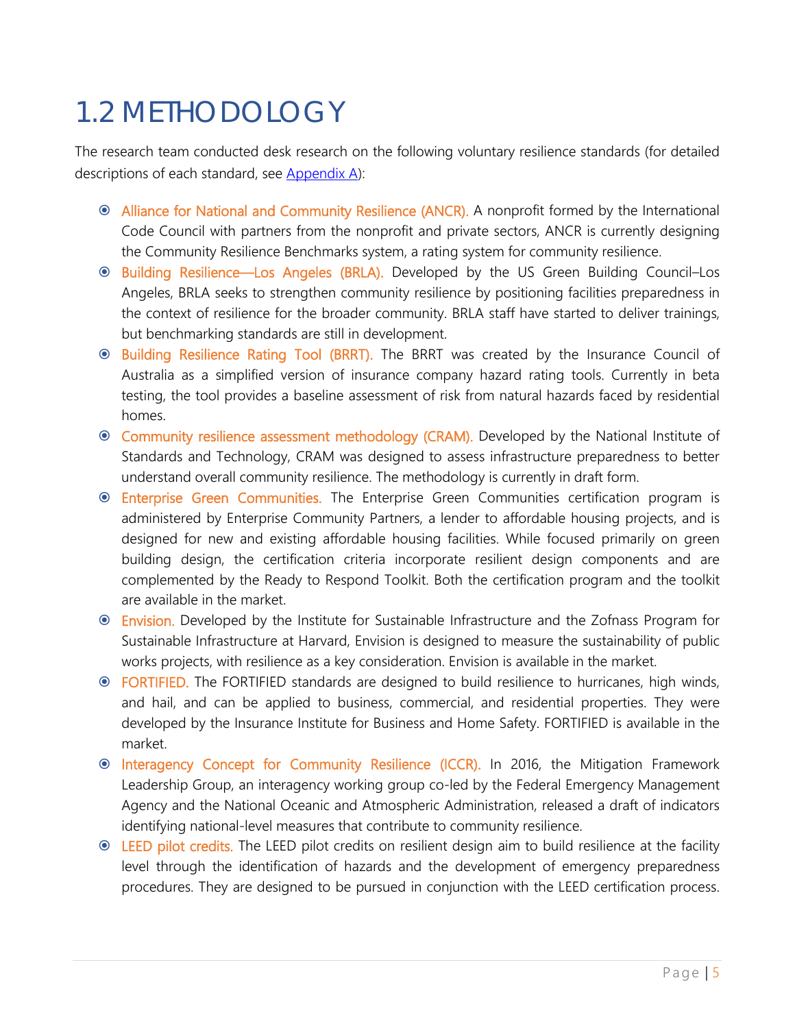# 1.2 METHODOLOGY

The research team conducted desk research on the following voluntary resilience standards (for detailed descriptions of each standard, see Appendix A):

- Alliance for National and Community Resilience (ANCR). A nonprofit formed by the International Code Council with partners from the nonprofit and private sectors, ANCR is currently designing the Community Resilience Benchmarks system, a rating system for community resilience.
- Building Resilience—Los Angeles (BRLA). Developed by the US Green Building Council–Los Angeles, BRLA seeks to strengthen community resilience by positioning facilities preparedness in the context of resilience for the broader community. BRLA staff have started to deliver trainings, but benchmarking standards are still in development.
- Building Resilience Rating Tool (BRRT). The BRRT was created by the Insurance Council of Australia as a simplified version of insurance company hazard rating tools. Currently in beta testing, the tool provides a baseline assessment of risk from natural hazards faced by residential homes.
- Community resilience assessment methodology (CRAM). Developed by the National Institute of Standards and Technology, CRAM was designed to assess infrastructure preparedness to better understand overall community resilience. The methodology is currently in draft form.
- Enterprise Green Communities. The Enterprise Green Communities certification program is administered by Enterprise Community Partners, a lender to affordable housing projects, and is designed for new and existing affordable housing facilities. While focused primarily on green building design, the certification criteria incorporate resilient design components and are complemented by the Ready to Respond Toolkit. Both the certification program and the toolkit are available in the market.
- Envision. Developed by the Institute for Sustainable Infrastructure and the Zofnass Program for Sustainable Infrastructure at Harvard, Envision is designed to measure the sustainability of public works projects, with resilience as a key consideration. Envision is available in the market.
- FORTIFIED. The FORTIFIED standards are designed to build resilience to hurricanes, high winds, and hail, and can be applied to business, commercial, and residential properties. They were developed by the Insurance Institute for Business and Home Safety. FORTIFIED is available in the market.
- Interagency Concept for Community Resilience (ICCR). In 2016, the Mitigation Framework Leadership Group, an interagency working group co-led by the Federal Emergency Management Agency and the National Oceanic and Atmospheric Administration, released a draft of indicators identifying national-level measures that contribute to community resilience.
- LEED pilot credits. The LEED pilot credits on resilient design aim to build resilience at the facility level through the identification of hazards and the development of emergency preparedness procedures. They are designed to be pursued in conjunction with the LEED certification process.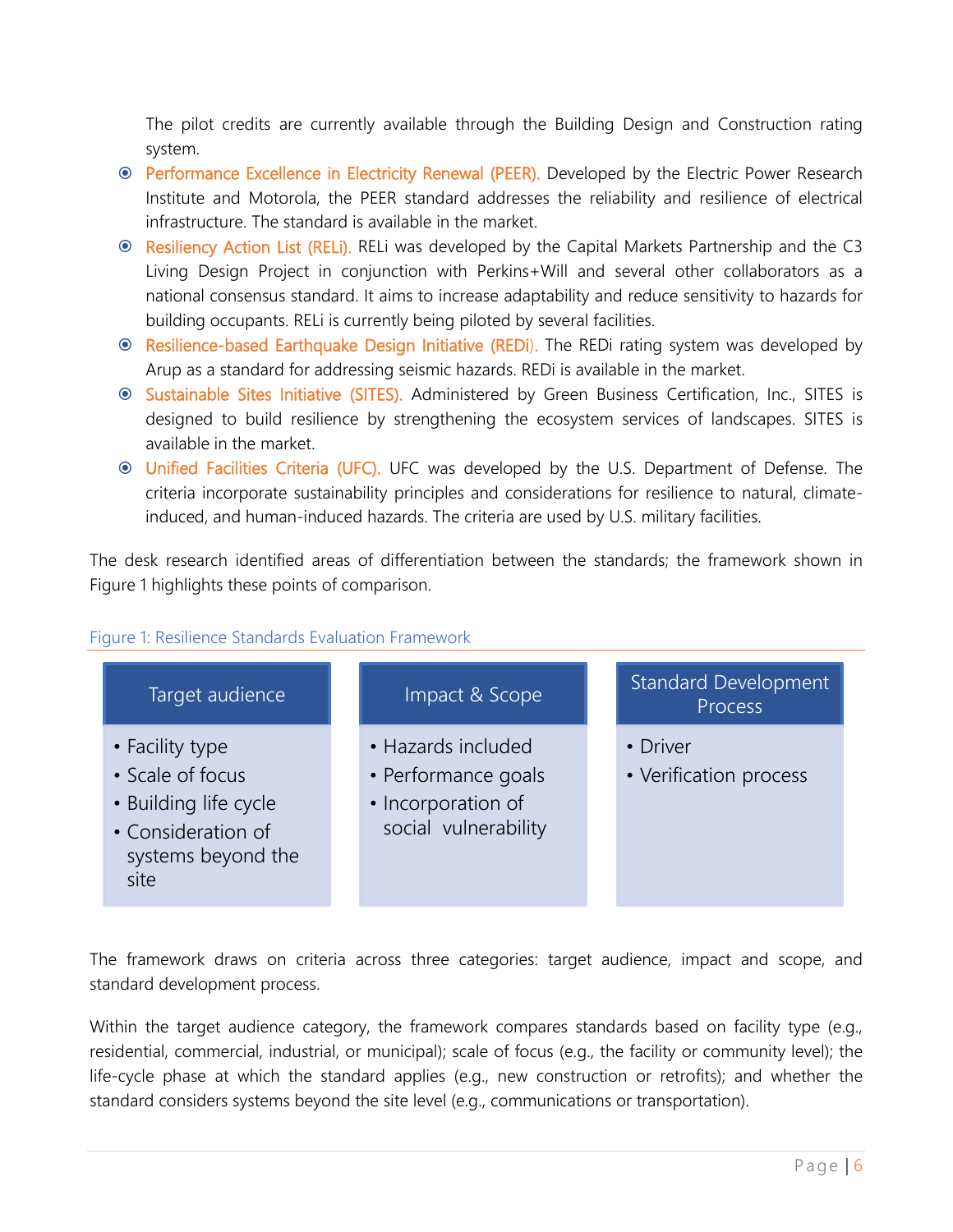The pilot credits are currently available through the Building Design and Construction rating system.

- **Performance Excellence in Electricity Renewal (PEER).** Developed by the Electric Power Research Institute and Motorola, the PEER standard addresses the reliability and resilience of electrical infrastructure. The standard is available in the market.
- **Resiliency Action List (RELi).** RELi was developed by the Capital Markets Partnership and the C3 Living Design Project in conjunction with Perkins+Will and several other collaborators as a national consensus standard. It aims to increase adaptability and reduce sensitivity to hazards for building occupants. RELi is currently being piloted by several facilities.
- **Resilience-based Earthquake Design Initiative (REDi).** The REDi rating system was developed by Arup as a standard for addressing seismic hazards. REDi is available in the market.
- **Sustainable Sites Initiative (SITES).** Administered by Green Business Certification, Inc., SITES is designed to build resilience by strengthening the ecosystem services of landscapes. SITES is available in the market.
- **Unified Facilities Criteria (UFC).** UFC was developed by the U.S. Department of Defense. The criteria incorporate sustainability principles and considerations for resilience to natural, climate-induced, and human-induced hazards. The criteria are used by U.S. military facilities.

The desk research identified areas of differentiation between the standards; the framework shown in Figure 1 highlights these points of comparison.

Figure 1: Resilience Standards Evaluation Framework

| Target audience | Impact & Scope | Standard Development Process |
|---|---|---|
| • Facility type<br>• Scale of focus<br>• Building life cycle<br>• Consideration of systems beyond the site | • Hazards included<br>• Performance goals<br>• Incorporation of social vulnerability | • Driver<br>• Verification process |

The framework draws on criteria across three categories: target audience, impact and scope, and standard development process.

Within the target audience category, the framework compares standards based on facility type (e.g., residential, commercial, industrial, or municipal); scale of focus (e.g., the facility or community level); the life-cycle phase at which the standard applies (e.g., new construction or retrofits); and whether the standard considers systems beyond the site level (e.g., communications or transportation).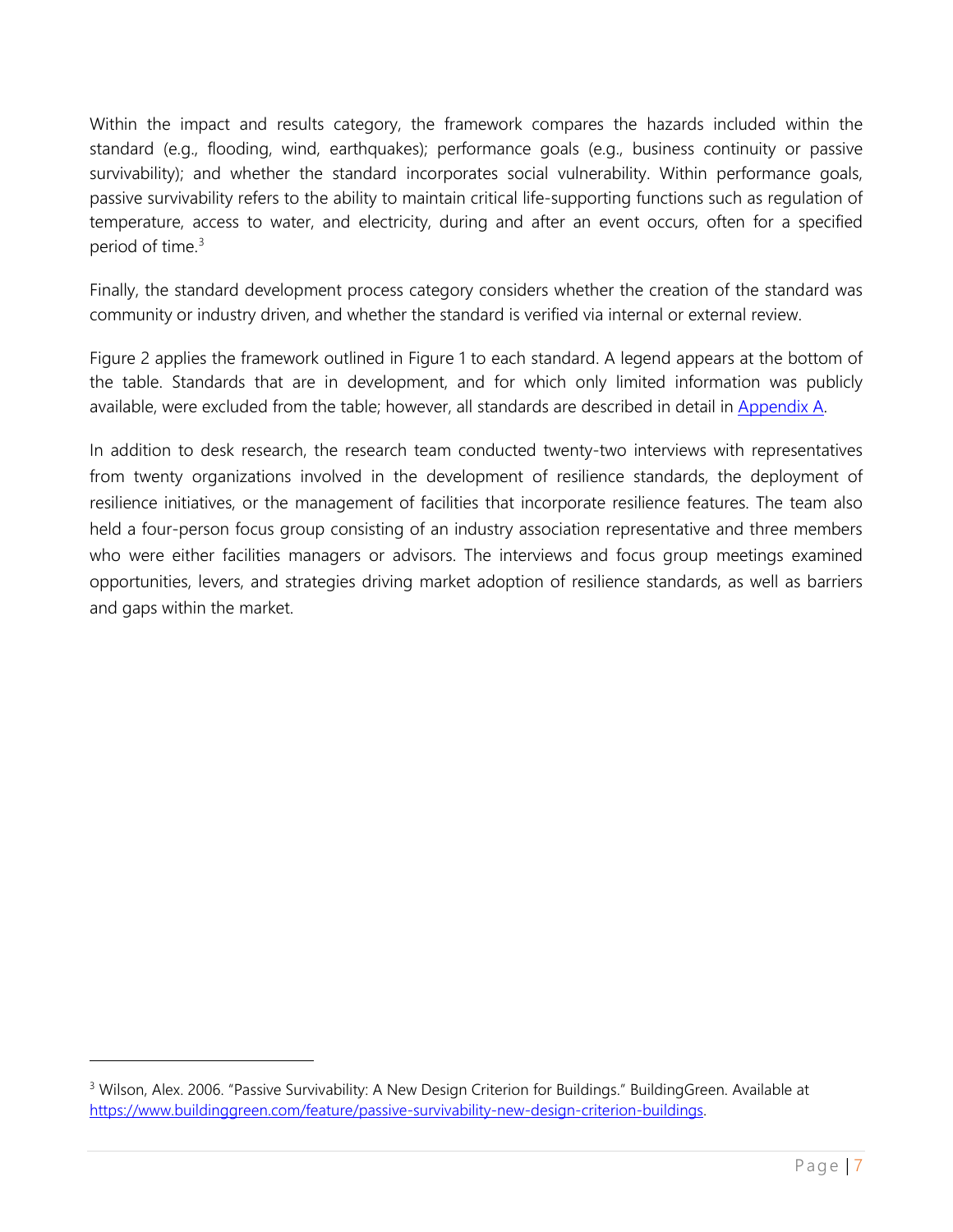Within the impact and results category, the framework compares the hazards included within the standard (e.g., flooding, wind, earthquakes); performance goals (e.g., business continuity or passive survivability); and whether the standard incorporates social vulnerability. Within performance goals, passive survivability refers to the ability to maintain critical life-supporting functions such as regulation of temperature, access to water, and electricity, during and after an event occurs, often for a specified period of time.[3]

Finally, the standard development process category considers whether the creation of the standard was community or industry driven, and whether the standard is verified via internal or external review.

Figure 2 applies the framework outlined in Figure 1 to each standard. A legend appears at the bottom of the table. Standards that are in development, and for which only limited information was publicly available, were excluded from the table; however, all standards are described in detail in Appendix A.

In addition to desk research, the research team conducted twenty-two interviews with representatives from twenty organizations involved in the development of resilience standards, the deployment of resilience initiatives, or the management of facilities that incorporate resilience features. The team also held a four-person focus group consisting of an industry association representative and three members who were either facilities managers or advisors. The interviews and focus group meetings examined opportunities, levers, and strategies driving market adoption of resilience standards, as well as barriers and gaps within the market.

[3] Wilson, Alex. 2006. "Passive Survivability: A New Design Criterion for Buildings." BuildingGreen. Available at https://www.buildinggreen.com/feature/passive-survivability-new-design-criterion-buildings.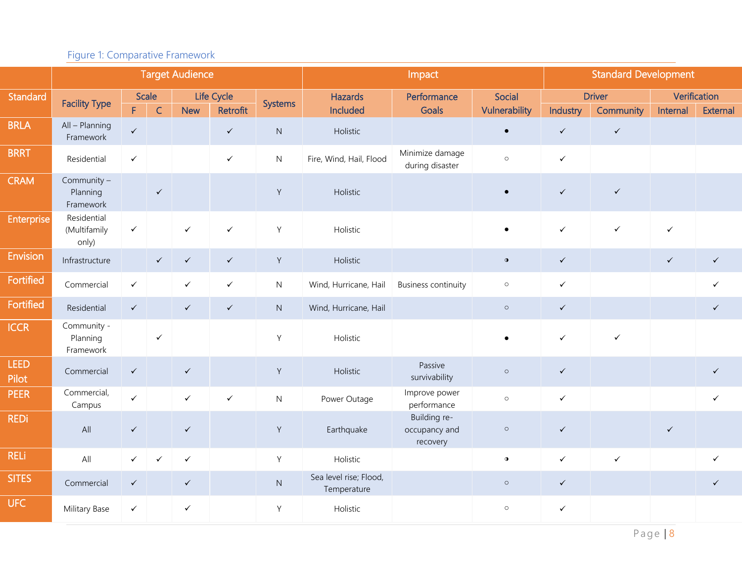Figure 1: Comparative Framework

| Standard | Target Audience | | | | | | Impact | | | Standard Development | | | |
|---|---|---|---|---|---|---|---|---|---|---|---|---|---|
| | Facility Type | Scale | | Life Cycle | | Systems | Hazards Included | Performance Goals | Social Vulnerability | Driver | | Verification | |
| | | F | C | New | Retrofit | | | | | Industry | Community | Internal | External |
| BRLA | All – Planning Framework | ✓ | | | ✓ | N | Holistic | | ● | ✓ | ✓ | | |
| BRRT | Residential | ✓ | | | ✓ | N | Fire, Wind, Hail, Flood | Minimize damage during disaster | ○ | ✓ | | | |
| CRAM | Community – Planning Framework | | ✓ | | | Y | Holistic | | ● | ✓ | ✓ | | |
| Enterprise | Residential (Multifamily only) | ✓ | | ✓ | ✓ | Y | Holistic | | ● | ✓ | ✓ | ✓ | |
| Envision | Infrastructure | | ✓ | ✓ | ✓ | Y | Holistic | | ◑ | ✓ | | ✓ | ✓ |
| Fortified | Commercial | ✓ | | ✓ | ✓ | N | Wind, Hurricane, Hail | Business continuity | ○ | ✓ | | | ✓ |
| Fortified | Residential | ✓ | | ✓ | ✓ | N | Wind, Hurricane, Hail | | ○ | ✓ | | | ✓ |
| ICCR | Community - Planning Framework | | ✓ | | | Y | Holistic | | ● | ✓ | ✓ | | |
| LEED Pilot | Commercial | ✓ | | ✓ | | Y | Holistic | Passive survivability | ○ | ✓ | | | ✓ |
| PEER | Commercial, Campus | ✓ | | ✓ | ✓ | N | Power Outage | Improve power performance | ○ | ✓ | | | ✓ |
| REDi | All | ✓ | | ✓ | | Y | Earthquake | Building re-occupancy and recovery | ○ | ✓ | | ✓ | |
| RELi | All | ✓ | ✓ | ✓ | | Y | Holistic | | ◑ | ✓ | ✓ | | ✓ |
| SITES | Commercial | ✓ | | ✓ | | N | Sea level rise; Flood, Temperature | | ○ | ✓ | | | ✓ |
| UFC | Military Base | ✓ | | ✓ | | Y | Holistic | | ○ | ✓ | | | |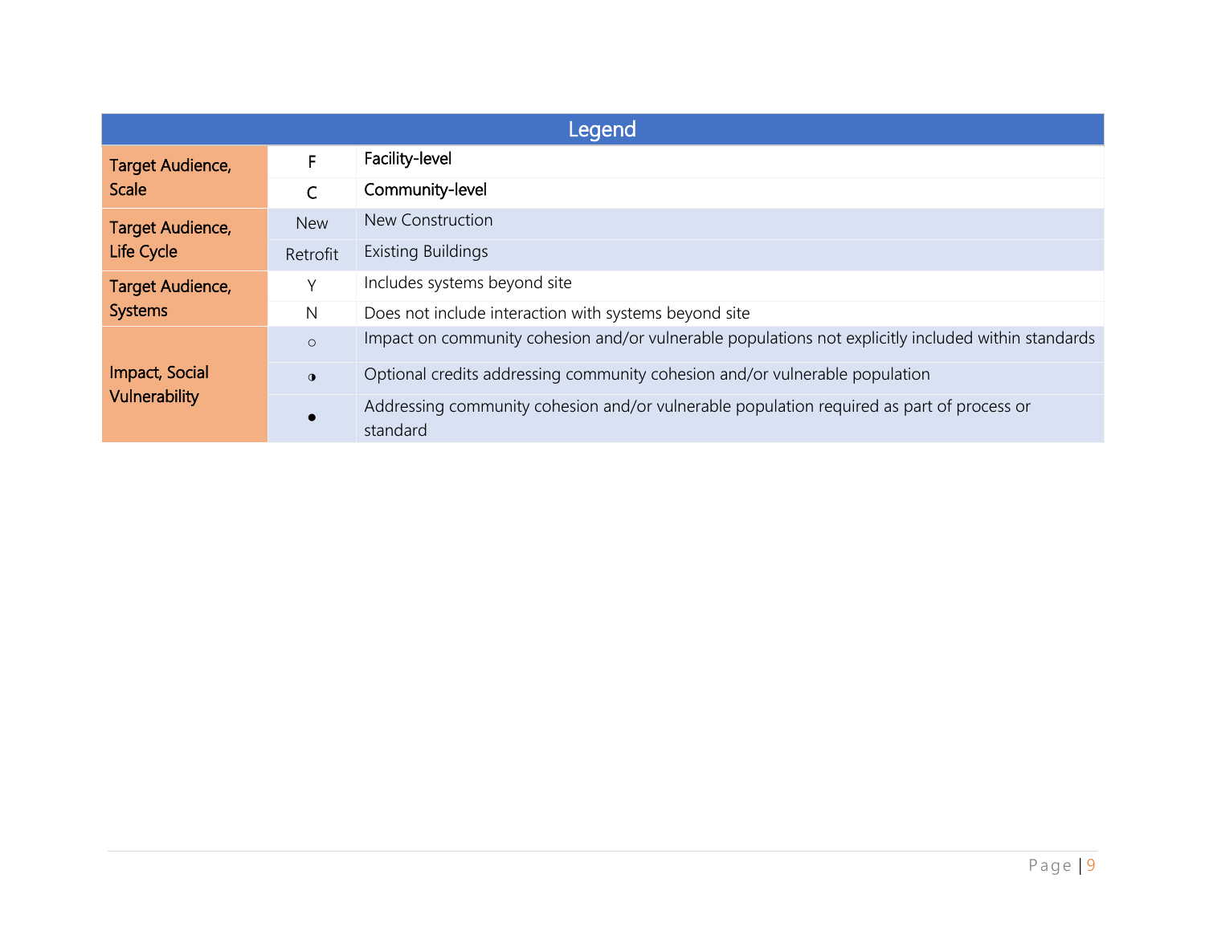| Legend | | |
|---|---|---|
| Target Audience, Scale | F | Facility-level |
| | C | Community-level |
| Target Audience, Life Cycle | New | New Construction |
| | Retrofit | Existing Buildings |
| Target Audience, Systems | Y | Includes systems beyond site |
| | N | Does not include interaction with systems beyond site |
| Impact, Social Vulnerability | ○ | Impact on community cohesion and/or vulnerable populations not explicitly included within standards |
| | ◑ | Optional credits addressing community cohesion and/or vulnerable population |
| | ● | Addressing community cohesion and/or vulnerable population required as part of process or standard |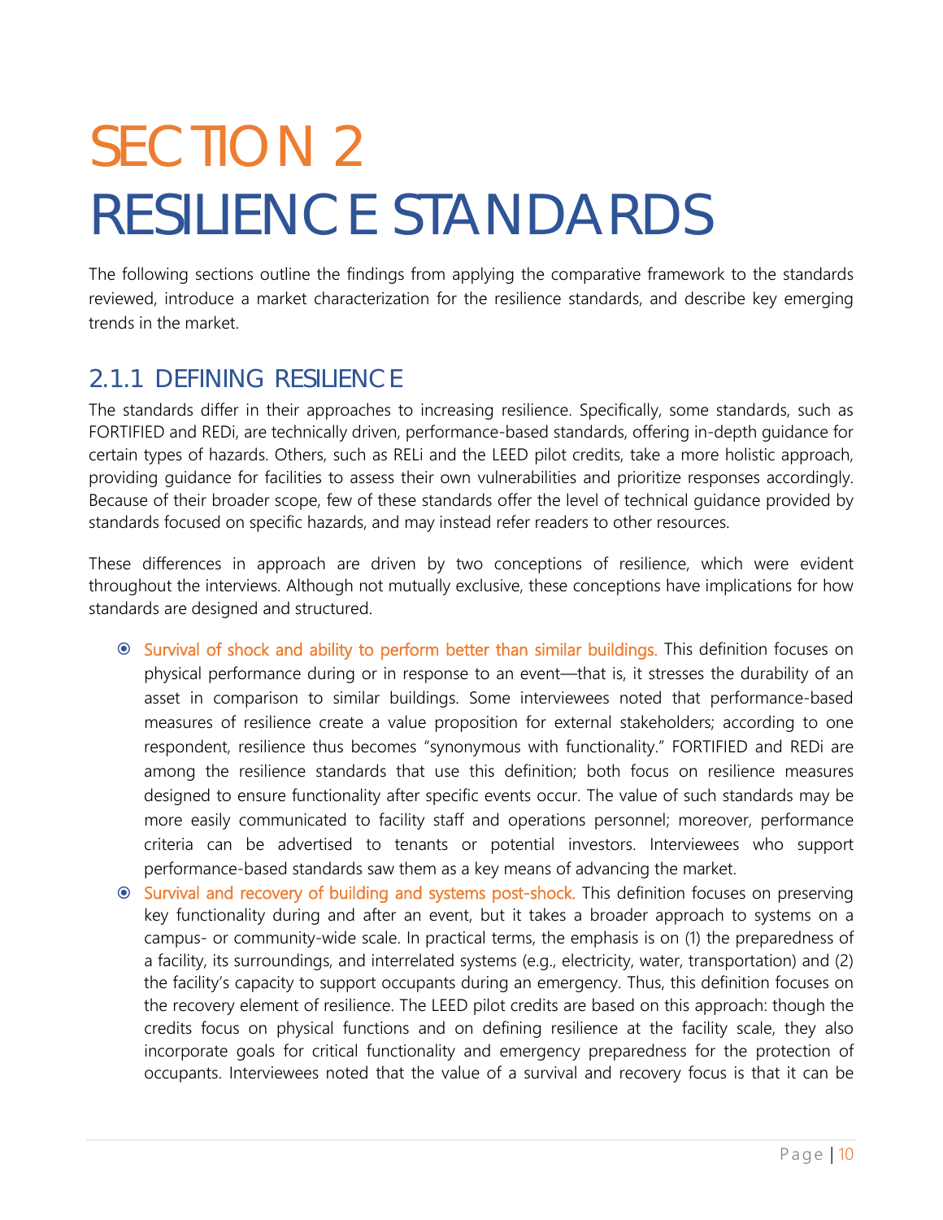# SECTION 2
# RESILIENCE STANDARDS

The following sections outline the findings from applying the comparative framework to the standards reviewed, introduce a market characterization for the resilience standards, and describe key emerging trends in the market.

## 2.1.1 DEFINING RESILIENCE

The standards differ in their approaches to increasing resilience. Specifically, some standards, such as FORTIFIED and REDi, are technically driven, performance-based standards, offering in-depth guidance for certain types of hazards. Others, such as RELi and the LEED pilot credits, take a more holistic approach, providing guidance for facilities to assess their own vulnerabilities and prioritize responses accordingly. Because of their broader scope, few of these standards offer the level of technical guidance provided by standards focused on specific hazards, and may instead refer readers to other resources.

These differences in approach are driven by two conceptions of resilience, which were evident throughout the interviews. Although not mutually exclusive, these conceptions have implications for how standards are designed and structured.

- Survival of shock and ability to perform better than similar buildings. This definition focuses on physical performance during or in response to an event—that is, it stresses the durability of an asset in comparison to similar buildings. Some interviewees noted that performance-based measures of resilience create a value proposition for external stakeholders; according to one respondent, resilience thus becomes "synonymous with functionality." FORTIFIED and REDi are among the resilience standards that use this definition; both focus on resilience measures designed to ensure functionality after specific events occur. The value of such standards may be more easily communicated to facility staff and operations personnel; moreover, performance criteria can be advertised to tenants or potential investors. Interviewees who support performance-based standards saw them as a key means of advancing the market.
- Survival and recovery of building and systems post-shock. This definition focuses on preserving key functionality during and after an event, but it takes a broader approach to systems on a campus- or community-wide scale. In practical terms, the emphasis is on (1) the preparedness of a facility, its surroundings, and interrelated systems (e.g., electricity, water, transportation) and (2) the facility's capacity to support occupants during an emergency. Thus, this definition focuses on the recovery element of resilience. The LEED pilot credits are based on this approach: though the credits focus on physical functions and on defining resilience at the facility scale, they also incorporate goals for critical functionality and emergency preparedness for the protection of occupants. Interviewees noted that the value of a survival and recovery focus is that it can be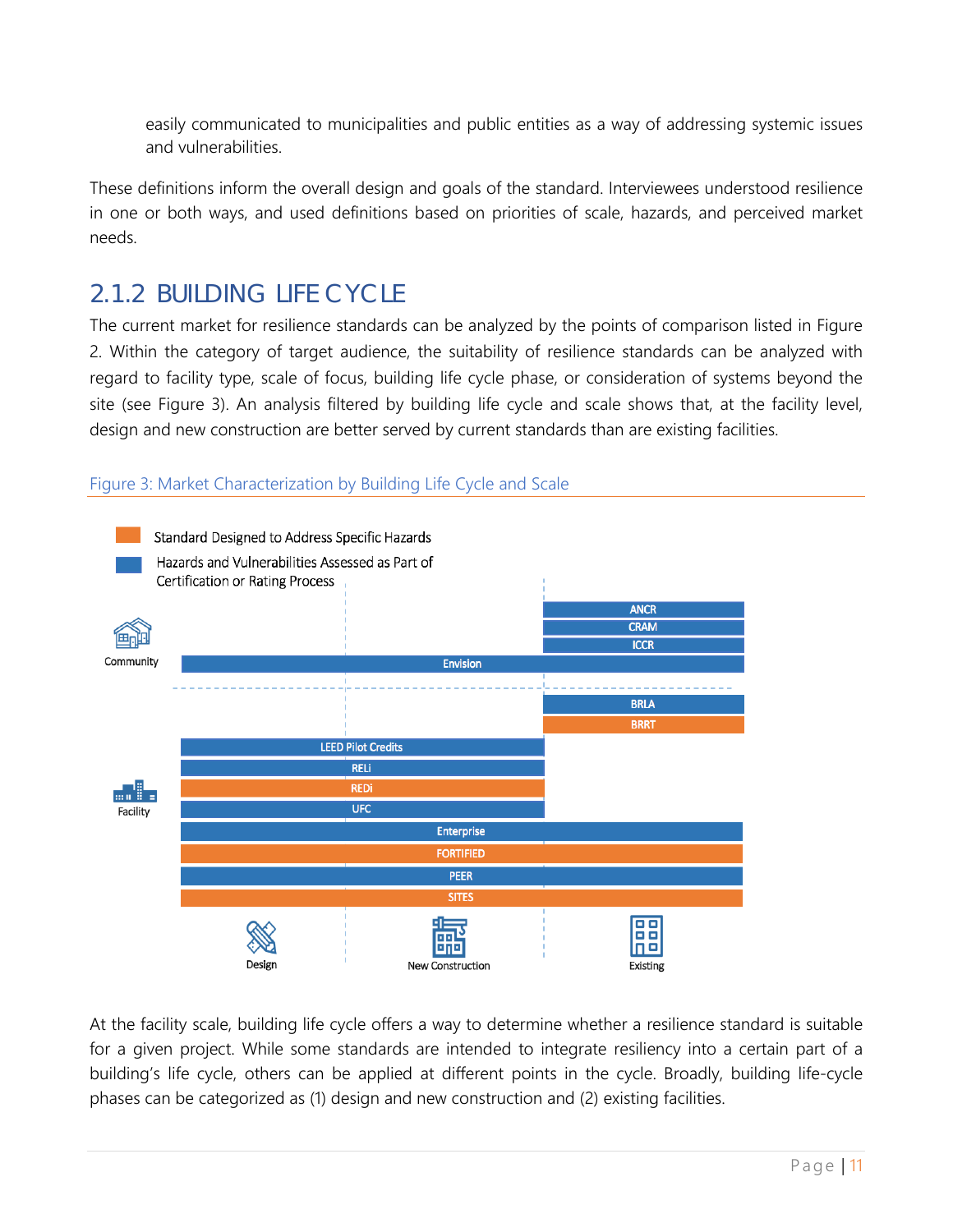easily communicated to municipalities and public entities as a way of addressing systemic issues and vulnerabilities.

These definitions inform the overall design and goals of the standard. Interviewees understood resilience in one or both ways, and used definitions based on priorities of scale, hazards, and perceived market needs.

## 2.1.2 BUILDING LIFE CYCLE

The current market for resilience standards can be analyzed by the points of comparison listed in Figure 2. Within the category of target audience, the suitability of resilience standards can be analyzed with regard to facility type, scale of focus, building life cycle phase, or consideration of systems beyond the site (see Figure 3). An analysis filtered by building life cycle and scale shows that, at the facility level, design and new construction are better served by current standards than are existing facilities.

Figure 3: Market Characterization by Building Life Cycle and Scale

Legend: Standard Designed to Address Specific Hazards (orange); Hazards and Vulnerabilities Assessed as Part of Certification or Rating Process (blue)

| Scale | Standard | Type | Design | New Construction | Existing |
| --- | --- | --- | --- | --- | --- |
| Community | ANCR | Hazards and Vulnerabilities Assessed | | | X |
| Community | CRAM | Hazards and Vulnerabilities Assessed | | | X |
| Community | ICCR | Hazards and Vulnerabilities Assessed | | | X |
| Community | Envision | Hazards and Vulnerabilities Assessed | X | X | X |
| Facility | BRLA | Hazards and Vulnerabilities Assessed | | | X |
| Facility | BRRT | Specific Hazards | | | X |
| Facility | LEED Pilot Credits | Hazards and Vulnerabilities Assessed | X | X | |
| Facility | RELi | Hazards and Vulnerabilities Assessed | X | X | |
| Facility | REDi | Specific Hazards | X | X | |
| Facility | UFC | Hazards and Vulnerabilities Assessed | X | X | |
| Facility | Enterprise | Hazards and Vulnerabilities Assessed | X | X | X |
| Facility | FORTIFIED | Specific Hazards | X | X | X |
| Facility | PEER | Hazards and Vulnerabilities Assessed | X | X | X |
| Facility | SITES | Specific Hazards | X | X | X |

At the facility scale, building life cycle offers a way to determine whether a resilience standard is suitable for a given project. While some standards are intended to integrate resiliency into a certain part of a building's life cycle, others can be applied at different points in the cycle. Broadly, building life-cycle phases can be categorized as (1) design and new construction and (2) existing facilities.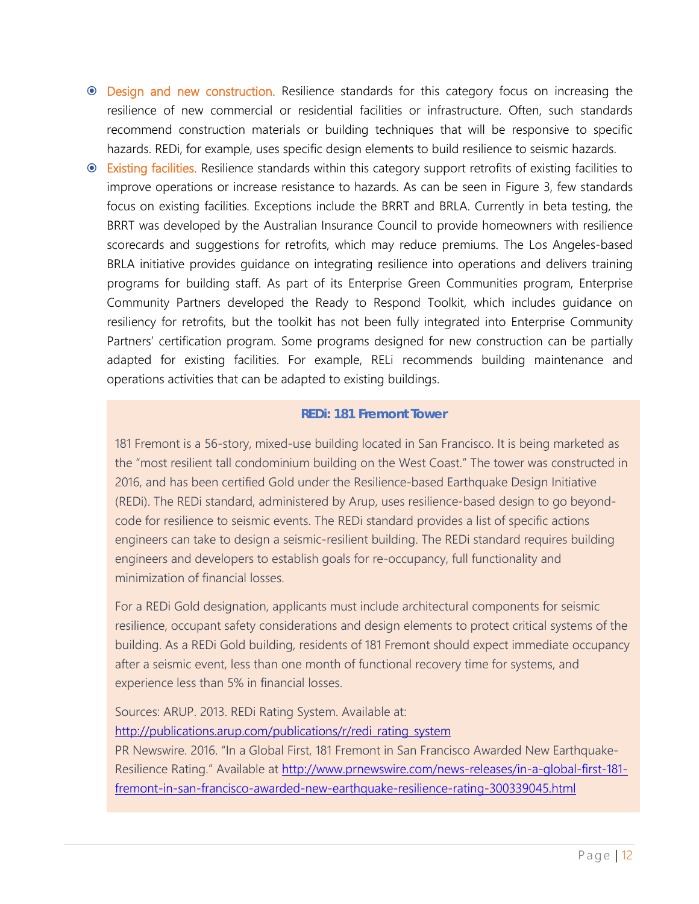- Design and new construction. Resilience standards for this category focus on increasing the resilience of new commercial or residential facilities or infrastructure. Often, such standards recommend construction materials or building techniques that will be responsive to specific hazards. REDi, for example, uses specific design elements to build resilience to seismic hazards.
- Existing facilities. Resilience standards within this category support retrofits of existing facilities to improve operations or increase resistance to hazards. As can be seen in Figure 3, few standards focus on existing facilities. Exceptions include the BRRT and BRLA. Currently in beta testing, the BRRT was developed by the Australian Insurance Council to provide homeowners with resilience scorecards and suggestions for retrofits, which may reduce premiums. The Los Angeles-based BRLA initiative provides guidance on integrating resilience into operations and delivers training programs for building staff. As part of its Enterprise Green Communities program, Enterprise Community Partners developed the Ready to Respond Toolkit, which includes guidance on resiliency for retrofits, but the toolkit has not been fully integrated into Enterprise Community Partners' certification program. Some programs designed for new construction can be partially adapted for existing facilities. For example, RELi recommends building maintenance and operations activities that can be adapted to existing buildings.

**REDi: 181 Fremont Tower**

181 Fremont is a 56-story, mixed-use building located in San Francisco. It is being marketed as the "most resilient tall condominium building on the West Coast." The tower was constructed in 2016, and has been certified Gold under the Resilience-based Earthquake Design Initiative (REDi). The REDi standard, administered by Arup, uses resilience-based design to go beyond-code for resilience to seismic events. The REDi standard provides a list of specific actions engineers can take to design a seismic-resilient building. The REDi standard requires building engineers and developers to establish goals for re-occupancy, full functionality and minimization of financial losses.

For a REDi Gold designation, applicants must include architectural components for seismic resilience, occupant safety considerations and design elements to protect critical systems of the building. As a REDi Gold building, residents of 181 Fremont should expect immediate occupancy after a seismic event, less than one month of functional recovery time for systems, and experience less than 5% in financial losses.

Sources: ARUP. 2013. REDi Rating System. Available at: http://publications.arup.com/publications/r/redi_rating_system
PR Newswire. 2016. "In a Global First, 181 Fremont in San Francisco Awarded New Earthquake-Resilience Rating." Available at http://www.prnewswire.com/news-releases/in-a-global-first-181-fremont-in-san-francisco-awarded-new-earthquake-resilience-rating-300339045.html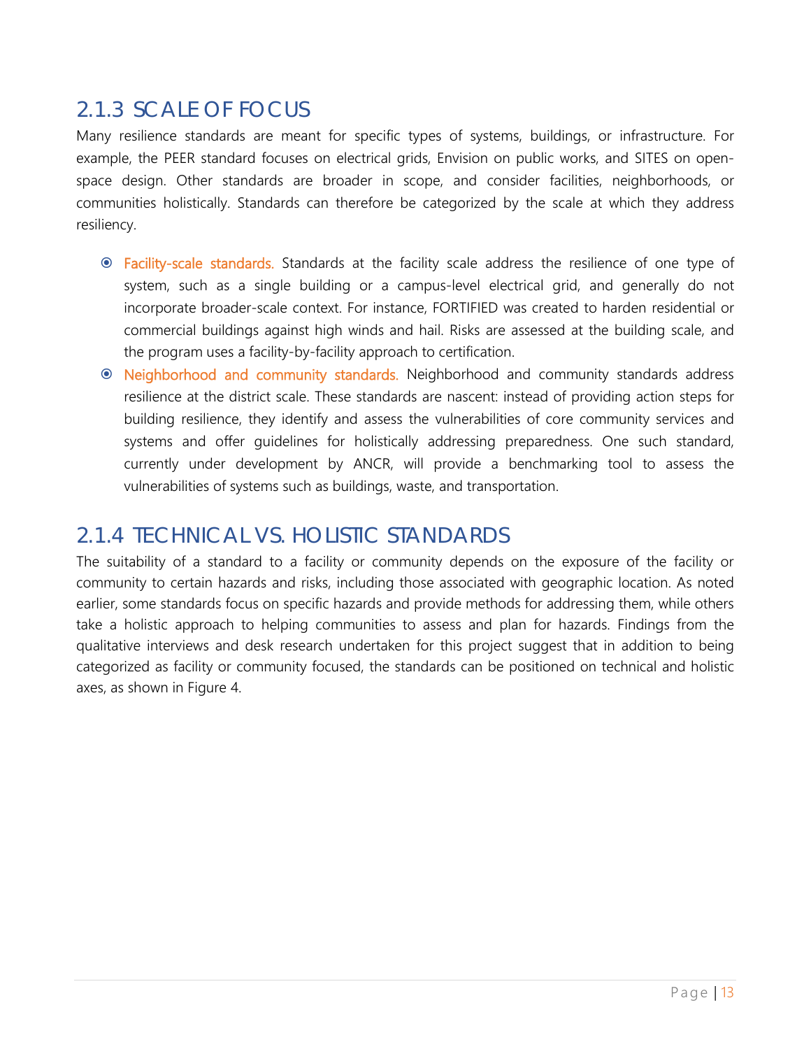### 2.1.3 SCALE OF FOCUS

Many resilience standards are meant for specific types of systems, buildings, or infrastructure. For example, the PEER standard focuses on electrical grids, Envision on public works, and SITES on open-space design. Other standards are broader in scope, and consider facilities, neighborhoods, or communities holistically. Standards can therefore be categorized by the scale at which they address resiliency.

- Facility-scale standards. Standards at the facility scale address the resilience of one type of system, such as a single building or a campus-level electrical grid, and generally do not incorporate broader-scale context. For instance, FORTIFIED was created to harden residential or commercial buildings against high winds and hail. Risks are assessed at the building scale, and the program uses a facility-by-facility approach to certification.
- Neighborhood and community standards. Neighborhood and community standards address resilience at the district scale. These standards are nascent: instead of providing action steps for building resilience, they identify and assess the vulnerabilities of core community services and systems and offer guidelines for holistically addressing preparedness. One such standard, currently under development by ANCR, will provide a benchmarking tool to assess the vulnerabilities of systems such as buildings, waste, and transportation.

### 2.1.4 TECHNICAL VS. HOLISTIC STANDARDS

The suitability of a standard to a facility or community depends on the exposure of the facility or community to certain hazards and risks, including those associated with geographic location. As noted earlier, some standards focus on specific hazards and provide methods for addressing them, while others take a holistic approach to helping communities to assess and plan for hazards. Findings from the qualitative interviews and desk research undertaken for this project suggest that in addition to being categorized as facility or community focused, the standards can be positioned on technical and holistic axes, as shown in Figure 4.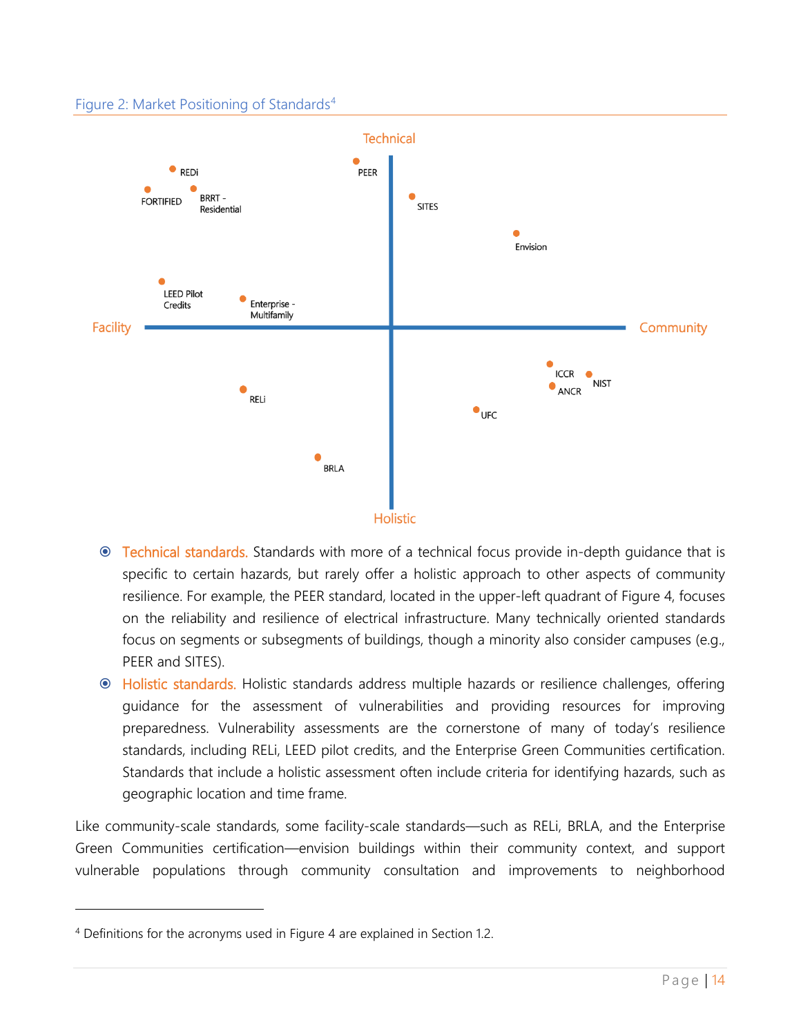Figure 2: Market Positioning of Standards[4]

Technical

Facility — Community

Holistic

REDi, FORTIFIED, BRRT - Residential, PEER, SITES, Envision, LEED Pilot Credits, Enterprise - Multifamily, ICCR, NIST, ANCR, UFC, RELi, BRLA

- Technical standards. Standards with more of a technical focus provide in-depth guidance that is specific to certain hazards, but rarely offer a holistic approach to other aspects of community resilience. For example, the PEER standard, located in the upper-left quadrant of Figure 4, focuses on the reliability and resilience of electrical infrastructure. Many technically oriented standards focus on segments or subsegments of buildings, though a minority also consider campuses (e.g., PEER and SITES).
- Holistic standards. Holistic standards address multiple hazards or resilience challenges, offering guidance for the assessment of vulnerabilities and providing resources for improving preparedness. Vulnerability assessments are the cornerstone of many of today's resilience standards, including RELi, LEED pilot credits, and the Enterprise Green Communities certification. Standards that include a holistic assessment often include criteria for identifying hazards, such as geographic location and time frame.

Like community-scale standards, some facility-scale standards—such as RELi, BRLA, and the Enterprise Green Communities certification—envision buildings within their community context, and support vulnerable populations through community consultation and improvements to neighborhood

[4] Definitions for the acronyms used in Figure 4 are explained in Section 1.2.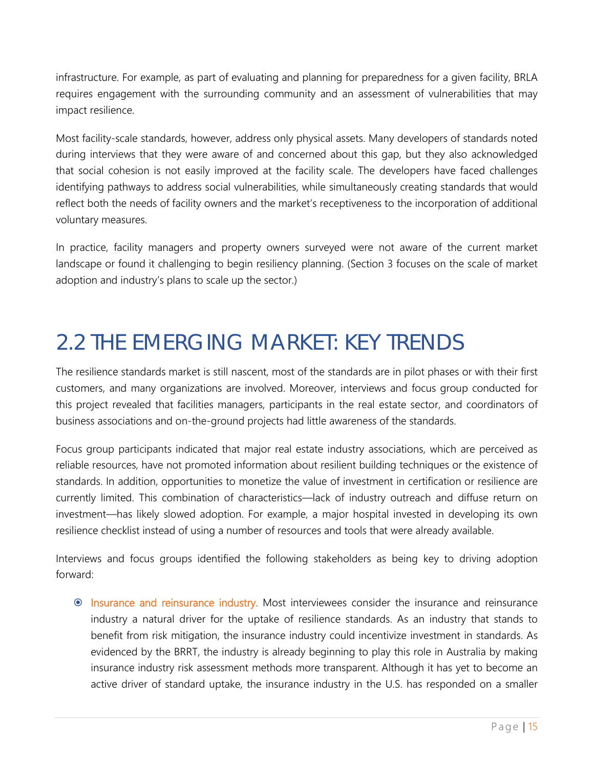infrastructure. For example, as part of evaluating and planning for preparedness for a given facility, BRLA requires engagement with the surrounding community and an assessment of vulnerabilities that may impact resilience.

Most facility-scale standards, however, address only physical assets. Many developers of standards noted during interviews that they were aware of and concerned about this gap, but they also acknowledged that social cohesion is not easily improved at the facility scale. The developers have faced challenges identifying pathways to address social vulnerabilities, while simultaneously creating standards that would reflect both the needs of facility owners and the market's receptiveness to the incorporation of additional voluntary measures.

In practice, facility managers and property owners surveyed were not aware of the current market landscape or found it challenging to begin resiliency planning. (Section 3 focuses on the scale of market adoption and industry's plans to scale up the sector.)

## 2.2 THE EMERGING MARKET: KEY TRENDS

The resilience standards market is still nascent, most of the standards are in pilot phases or with their first customers, and many organizations are involved. Moreover, interviews and focus group conducted for this project revealed that facilities managers, participants in the real estate sector, and coordinators of business associations and on-the-ground projects had little awareness of the standards.

Focus group participants indicated that major real estate industry associations, which are perceived as reliable resources, have not promoted information about resilient building techniques or the existence of standards. In addition, opportunities to monetize the value of investment in certification or resilience are currently limited. This combination of characteristics—lack of industry outreach and diffuse return on investment—has likely slowed adoption. For example, a major hospital invested in developing its own resilience checklist instead of using a number of resources and tools that were already available.

Interviews and focus groups identified the following stakeholders as being key to driving adoption forward:

- Insurance and reinsurance industry. Most interviewees consider the insurance and reinsurance industry a natural driver for the uptake of resilience standards. As an industry that stands to benefit from risk mitigation, the insurance industry could incentivize investment in standards. As evidenced by the BRRT, the industry is already beginning to play this role in Australia by making insurance industry risk assessment methods more transparent. Although it has yet to become an active driver of standard uptake, the insurance industry in the U.S. has responded on a smaller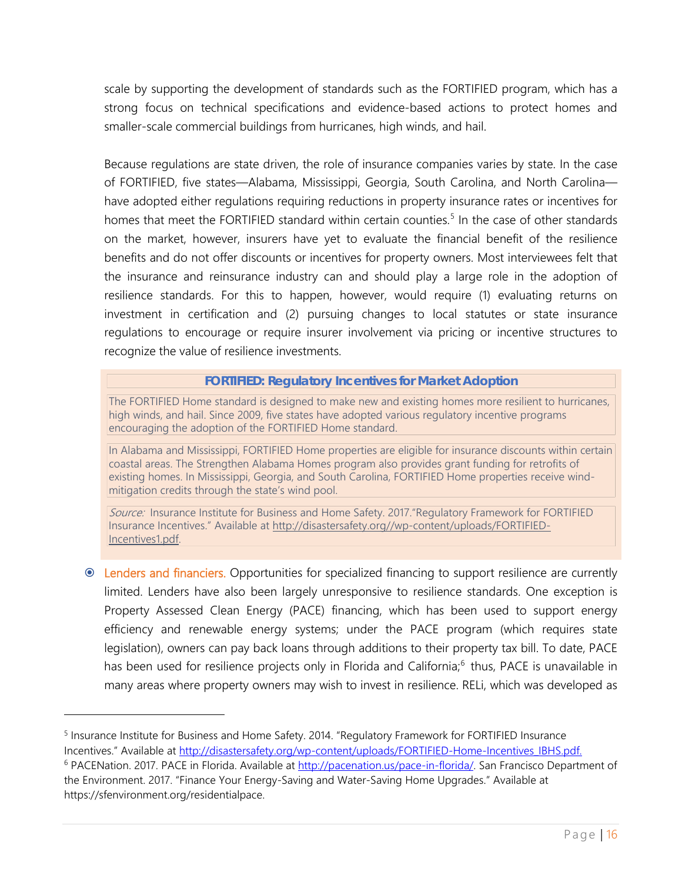scale by supporting the development of standards such as the FORTIFIED program, which has a strong focus on technical specifications and evidence-based actions to protect homes and smaller-scale commercial buildings from hurricanes, high winds, and hail.

Because regulations are state driven, the role of insurance companies varies by state. In the case of FORTIFIED, five states—Alabama, Mississippi, Georgia, South Carolina, and North Carolina—have adopted either regulations requiring reductions in property insurance rates or incentives for homes that meet the FORTIFIED standard within certain counties.[5] In the case of other standards on the market, however, insurers have yet to evaluate the financial benefit of the resilience benefits and do not offer discounts or incentives for property owners. Most interviewees felt that the insurance and reinsurance industry can and should play a large role in the adoption of resilience standards. For this to happen, however, would require (1) evaluating returns on investment in certification and (2) pursuing changes to local statutes or state insurance regulations to encourage or require insurer involvement via pricing or incentive structures to recognize the value of resilience investments.

> **FORTIFIED: Regulatory Incentives for Market Adoption**
>
> The FORTIFIED Home standard is designed to make new and existing homes more resilient to hurricanes, high winds, and hail. Since 2009, five states have adopted various regulatory incentive programs encouraging the adoption of the FORTIFIED Home standard.
>
> In Alabama and Mississippi, FORTIFIED Home properties are eligible for insurance discounts within certain coastal areas. The Strengthen Alabama Homes program also provides grant funding for retrofits of existing homes. In Mississippi, Georgia, and South Carolina, FORTIFIED Home properties receive wind-mitigation credits through the state's wind pool.
>
> *Source:* Insurance Institute for Business and Home Safety. 2017."Regulatory Framework for FORTIFIED Insurance Incentives." Available at http://disastersafety.org//wp-content/uploads/FORTIFIED-Incentives1.pdf.

- Lenders and financiers. Opportunities for specialized financing to support resilience are currently limited. Lenders have also been largely unresponsive to resilience standards. One exception is Property Assessed Clean Energy (PACE) financing, which has been used to support energy efficiency and renewable energy systems; under the PACE program (which requires state legislation), owners can pay back loans through additions to their property tax bill. To date, PACE has been used for resilience projects only in Florida and California;[6] thus, PACE is unavailable in many areas where property owners may wish to invest in resilience. RELi, which was developed as

---

[5] Insurance Institute for Business and Home Safety. 2014. "Regulatory Framework for FORTIFIED Insurance Incentives." Available at http://disastersafety.org/wp-content/uploads/FORTIFIED-Home-Incentives_IBHS.pdf.

[6] PACENation. 2017. PACE in Florida. Available at http://pacenation.us/pace-in-florida/. San Francisco Department of the Environment. 2017. "Finance Your Energy-Saving and Water-Saving Home Upgrades." Available at https://sfenvironment.org/residentialpace.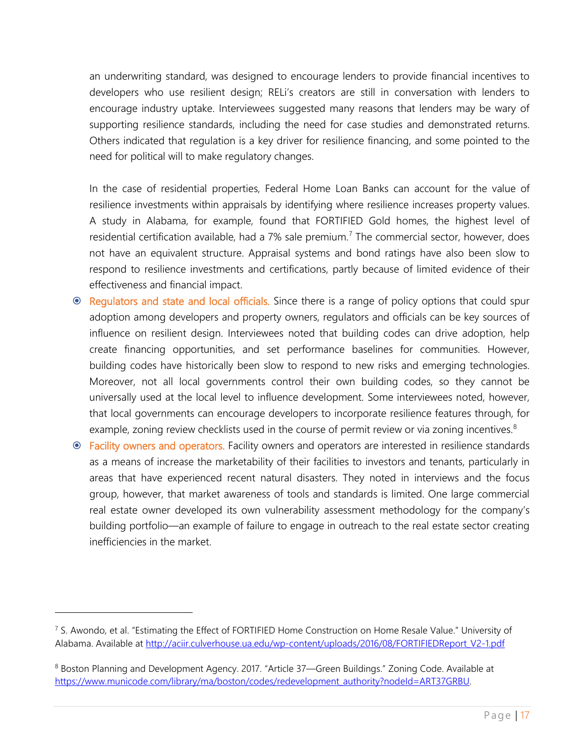an underwriting standard, was designed to encourage lenders to provide financial incentives to developers who use resilient design; RELi's creators are still in conversation with lenders to encourage industry uptake. Interviewees suggested many reasons that lenders may be wary of supporting resilience standards, including the need for case studies and demonstrated returns. Others indicated that regulation is a key driver for resilience financing, and some pointed to the need for political will to make regulatory changes.

In the case of residential properties, Federal Home Loan Banks can account for the value of resilience investments within appraisals by identifying where resilience increases property values. A study in Alabama, for example, found that FORTIFIED Gold homes, the highest level of residential certification available, had a 7% sale premium.[7] The commercial sector, however, does not have an equivalent structure. Appraisal systems and bond ratings have also been slow to respond to resilience investments and certifications, partly because of limited evidence of their effectiveness and financial impact.

- **Regulators and state and local officials.** Since there is a range of policy options that could spur adoption among developers and property owners, regulators and officials can be key sources of influence on resilient design. Interviewees noted that building codes can drive adoption, help create financing opportunities, and set performance baselines for communities. However, building codes have historically been slow to respond to new risks and emerging technologies. Moreover, not all local governments control their own building codes, so they cannot be universally used at the local level to influence development. Some interviewees noted, however, that local governments can encourage developers to incorporate resilience features through, for example, zoning review checklists used in the course of permit review or via zoning incentives.[8]
- **Facility owners and operators.** Facility owners and operators are interested in resilience standards as a means of increase the marketability of their facilities to investors and tenants, particularly in areas that have experienced recent natural disasters. They noted in interviews and the focus group, however, that market awareness of tools and standards is limited. One large commercial real estate owner developed its own vulnerability assessment methodology for the company's building portfolio—an example of failure to engage in outreach to the real estate sector creating inefficiencies in the market.

---

[7] S. Awondo, et al. "Estimating the Effect of FORTIFIED Home Construction on Home Resale Value." University of Alabama. Available at http://aciir.culverhouse.ua.edu/wp-content/uploads/2016/08/FORTIFIEDReport_V2-1.pdf

[8] Boston Planning and Development Agency. 2017. "Article 37—Green Buildings." Zoning Code. Available at https://www.municode.com/library/ma/boston/codes/redevelopment_authority?nodeId=ART37GRBU.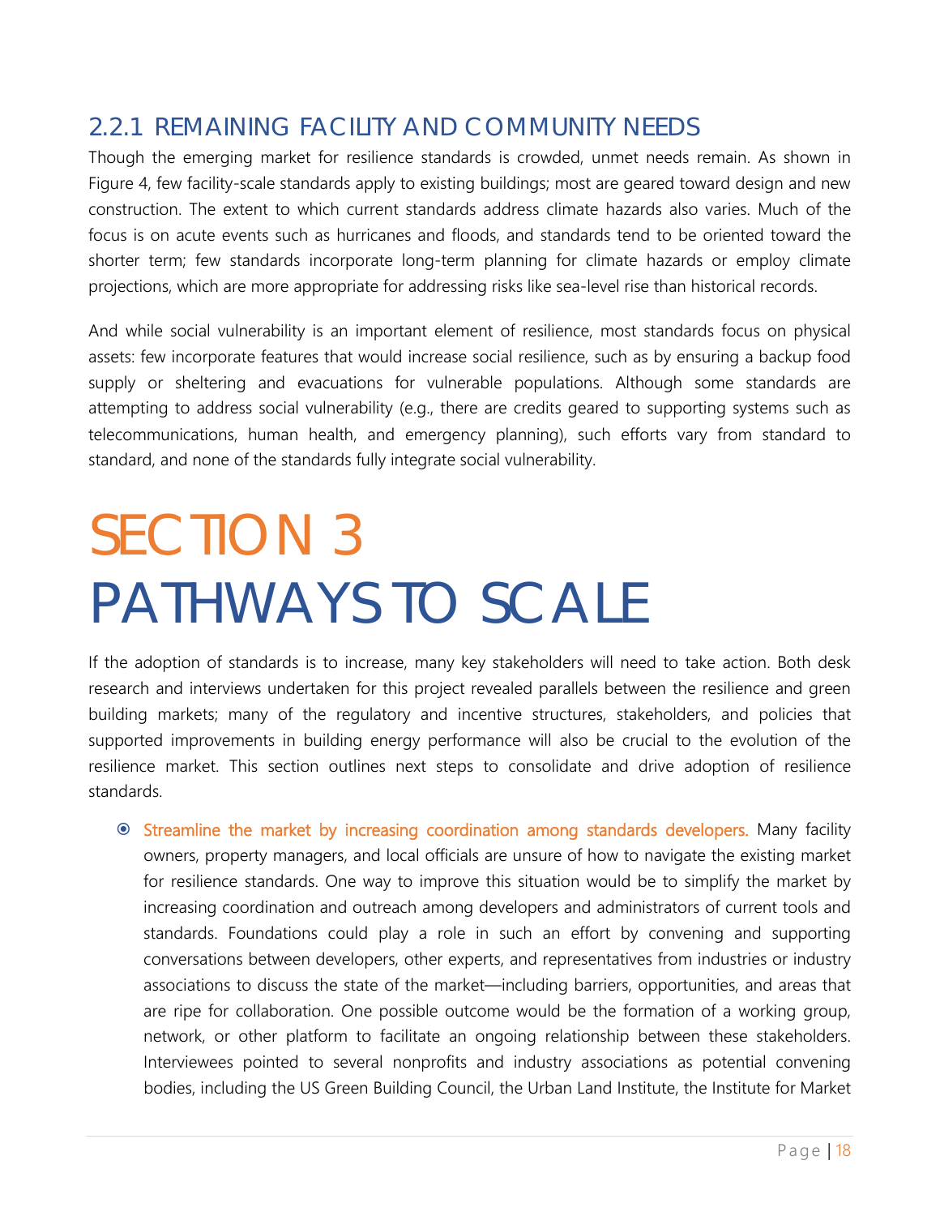### 2.2.1 REMAINING FACILITY AND COMMUNITY NEEDS

Though the emerging market for resilience standards is crowded, unmet needs remain. As shown in Figure 4, few facility-scale standards apply to existing buildings; most are geared toward design and new construction. The extent to which current standards address climate hazards also varies. Much of the focus is on acute events such as hurricanes and floods, and standards tend to be oriented toward the shorter term; few standards incorporate long-term planning for climate hazards or employ climate projections, which are more appropriate for addressing risks like sea-level rise than historical records.

And while social vulnerability is an important element of resilience, most standards focus on physical assets: few incorporate features that would increase social resilience, such as by ensuring a backup food supply or sheltering and evacuations for vulnerable populations. Although some standards are attempting to address social vulnerability (e.g., there are credits geared to supporting systems such as telecommunications, human health, and emergency planning), such efforts vary from standard to standard, and none of the standards fully integrate social vulnerability.

# SECTION 3
# PATHWAYS TO SCALE

If the adoption of standards is to increase, many key stakeholders will need to take action. Both desk research and interviews undertaken for this project revealed parallels between the resilience and green building markets; many of the regulatory and incentive structures, stakeholders, and policies that supported improvements in building energy performance will also be crucial to the evolution of the resilience market. This section outlines next steps to consolidate and drive adoption of resilience standards.

- **Streamline the market by increasing coordination among standards developers.** Many facility owners, property managers, and local officials are unsure of how to navigate the existing market for resilience standards. One way to improve this situation would be to simplify the market by increasing coordination and outreach among developers and administrators of current tools and standards. Foundations could play a role in such an effort by convening and supporting conversations between developers, other experts, and representatives from industries or industry associations to discuss the state of the market—including barriers, opportunities, and areas that are ripe for collaboration. One possible outcome would be the formation of a working group, network, or other platform to facilitate an ongoing relationship between these stakeholders. Interviewees pointed to several nonprofits and industry associations as potential convening bodies, including the US Green Building Council, the Urban Land Institute, the Institute for Market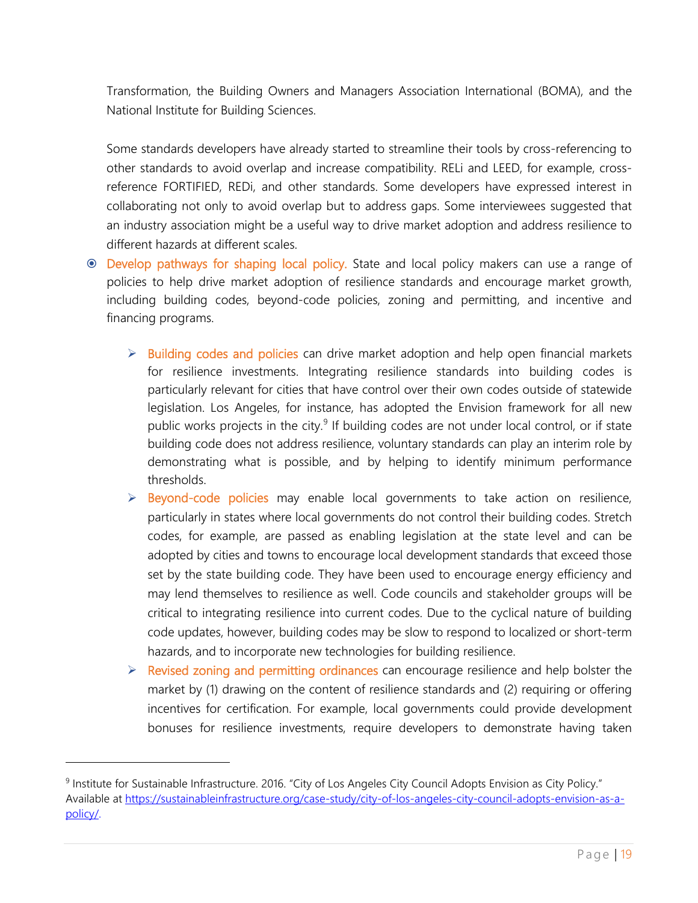Transformation, the Building Owners and Managers Association International (BOMA), and the National Institute for Building Sciences.

Some standards developers have already started to streamline their tools by cross-referencing to other standards to avoid overlap and increase compatibility. RELi and LEED, for example, cross-reference FORTIFIED, REDi, and other standards. Some developers have expressed interest in collaborating not only to avoid overlap but to address gaps. Some interviewees suggested that an industry association might be a useful way to drive market adoption and address resilience to different hazards at different scales.

- Develop pathways for shaping local policy. State and local policy makers can use a range of policies to help drive market adoption of resilience standards and encourage market growth, including building codes, beyond-code policies, zoning and permitting, and incentive and financing programs.

    - Building codes and policies can drive market adoption and help open financial markets for resilience investments. Integrating resilience standards into building codes is particularly relevant for cities that have control over their own codes outside of statewide legislation. Los Angeles, for instance, has adopted the Envision framework for all new public works projects in the city.[9] If building codes are not under local control, or if state building code does not address resilience, voluntary standards can play an interim role by demonstrating what is possible, and by helping to identify minimum performance thresholds.
    - Beyond-code policies may enable local governments to take action on resilience, particularly in states where local governments do not control their building codes. Stretch codes, for example, are passed as enabling legislation at the state level and can be adopted by cities and towns to encourage local development standards that exceed those set by the state building code. They have been used to encourage energy efficiency and may lend themselves to resilience as well. Code councils and stakeholder groups will be critical to integrating resilience into current codes. Due to the cyclical nature of building code updates, however, building codes may be slow to respond to localized or short-term hazards, and to incorporate new technologies for building resilience.
    - Revised zoning and permitting ordinances can encourage resilience and help bolster the market by (1) drawing on the content of resilience standards and (2) requiring or offering incentives for certification. For example, local governments could provide development bonuses for resilience investments, require developers to demonstrate having taken

---

[9] Institute for Sustainable Infrastructure. 2016. "City of Los Angeles City Council Adopts Envision as City Policy." Available at https://sustainableinfrastructure.org/case-study/city-of-los-angeles-city-council-adopts-envision-as-a-policy/.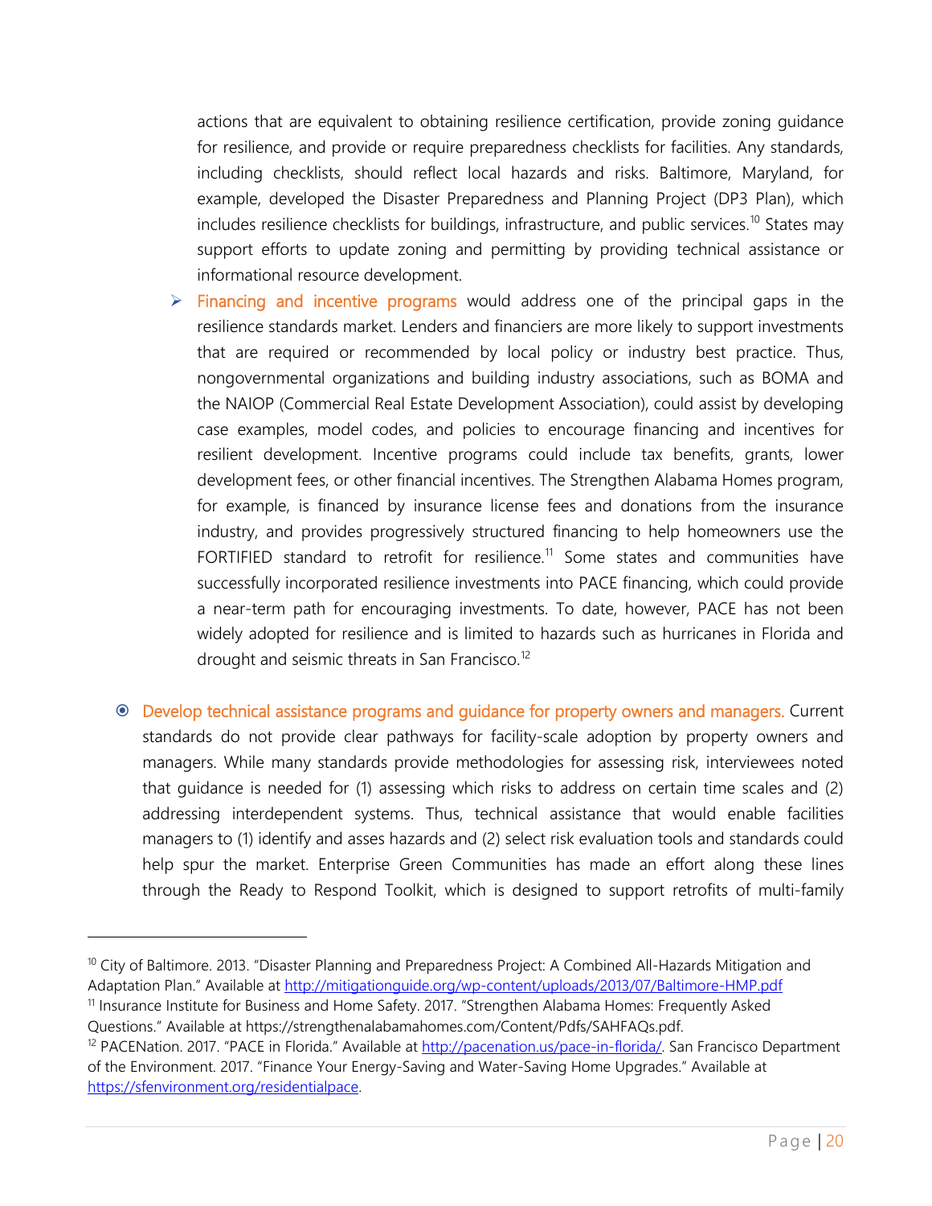actions that are equivalent to obtaining resilience certification, provide zoning guidance for resilience, and provide or require preparedness checklists for facilities. Any standards, including checklists, should reflect local hazards and risks. Baltimore, Maryland, for example, developed the Disaster Preparedness and Planning Project (DP3 Plan), which includes resilience checklists for buildings, infrastructure, and public services.[10] States may support efforts to update zoning and permitting by providing technical assistance or informational resource development.

- Financing and incentive programs would address one of the principal gaps in the resilience standards market. Lenders and financiers are more likely to support investments that are required or recommended by local policy or industry best practice. Thus, nongovernmental organizations and building industry associations, such as BOMA and the NAIOP (Commercial Real Estate Development Association), could assist by developing case examples, model codes, and policies to encourage financing and incentives for resilient development. Incentive programs could include tax benefits, grants, lower development fees, or other financial incentives. The Strengthen Alabama Homes program, for example, is financed by insurance license fees and donations from the insurance industry, and provides progressively structured financing to help homeowners use the FORTIFIED standard to retrofit for resilience.[11] Some states and communities have successfully incorporated resilience investments into PACE financing, which could provide a near-term path for encouraging investments. To date, however, PACE has not been widely adopted for resilience and is limited to hazards such as hurricanes in Florida and drought and seismic threats in San Francisco.[12]

- Develop technical assistance programs and guidance for property owners and managers. Current standards do not provide clear pathways for facility-scale adoption by property owners and managers. While many standards provide methodologies for assessing risk, interviewees noted that guidance is needed for (1) assessing which risks to address on certain time scales and (2) addressing interdependent systems. Thus, technical assistance that would enable facilities managers to (1) identify and asses hazards and (2) select risk evaluation tools and standards could help spur the market. Enterprise Green Communities has made an effort along these lines through the Ready to Respond Toolkit, which is designed to support retrofits of multi-family

---

[10] City of Baltimore. 2013. "Disaster Planning and Preparedness Project: A Combined All-Hazards Mitigation and Adaptation Plan." Available at http://mitigationguide.org/wp-content/uploads/2013/07/Baltimore-HMP.pdf

[11] Insurance Institute for Business and Home Safety. 2017. "Strengthen Alabama Homes: Frequently Asked Questions." Available at https://strengthenalabamahomes.com/Content/Pdfs/SAHFAQs.pdf.

[12] PACENation. 2017. "PACE in Florida." Available at http://pacenation.us/pace-in-florida/. San Francisco Department of the Environment. 2017. "Finance Your Energy-Saving and Water-Saving Home Upgrades." Available at https://sfenvironment.org/residentialpace.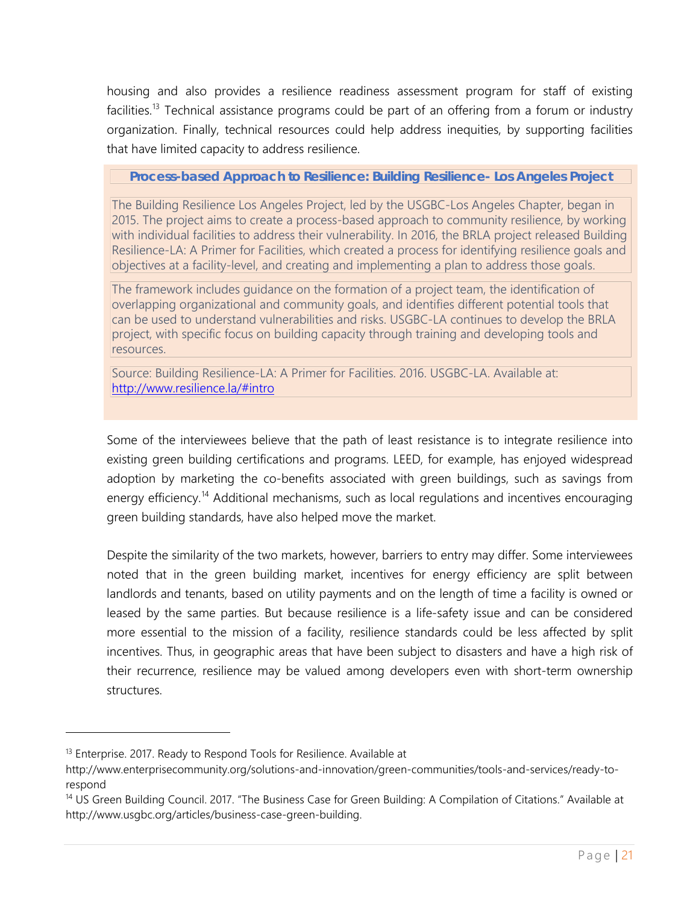housing and also provides a resilience readiness assessment program for staff of existing facilities.[13] Technical assistance programs could be part of an offering from a forum or industry organization. Finally, technical resources could help address inequities, by supporting facilities that have limited capacity to address resilience.

> **Process-based Approach to Resilience: Building Resilience- Los Angeles Project**
>
> The Building Resilience Los Angeles Project, led by the USGBC-Los Angeles Chapter, began in 2015. The project aims to create a process-based approach to community resilience, by working with individual facilities to address their vulnerability. In 2016, the BRLA project released Building Resilience-LA: A Primer for Facilities, which created a process for identifying resilience goals and objectives at a facility-level, and creating and implementing a plan to address those goals.
>
> The framework includes guidance on the formation of a project team, the identification of overlapping organizational and community goals, and identifies different potential tools that can be used to understand vulnerabilities and risks. USGBC-LA continues to develop the BRLA project, with specific focus on building capacity through training and developing tools and resources.
>
> Source: Building Resilience-LA: A Primer for Facilities. 2016. USGBC-LA. Available at: http://www.resilience.la/#intro

Some of the interviewees believe that the path of least resistance is to integrate resilience into existing green building certifications and programs. LEED, for example, has enjoyed widespread adoption by marketing the co-benefits associated with green buildings, such as savings from energy efficiency.[14] Additional mechanisms, such as local regulations and incentives encouraging green building standards, have also helped move the market.

Despite the similarity of the two markets, however, barriers to entry may differ. Some interviewees noted that in the green building market, incentives for energy efficiency are split between landlords and tenants, based on utility payments and on the length of time a facility is owned or leased by the same parties. But because resilience is a life-safety issue and can be considered more essential to the mission of a facility, resilience standards could be less affected by split incentives. Thus, in geographic areas that have been subject to disasters and have a high risk of their recurrence, resilience may be valued among developers even with short-term ownership structures.

---

[13] Enterprise. 2017. Ready to Respond Tools for Resilience. Available at http://www.enterprisecommunity.org/solutions-and-innovation/green-communities/tools-and-services/ready-to-respond

[14] US Green Building Council. 2017. "The Business Case for Green Building: A Compilation of Citations." Available at http://www.usgbc.org/articles/business-case-green-building.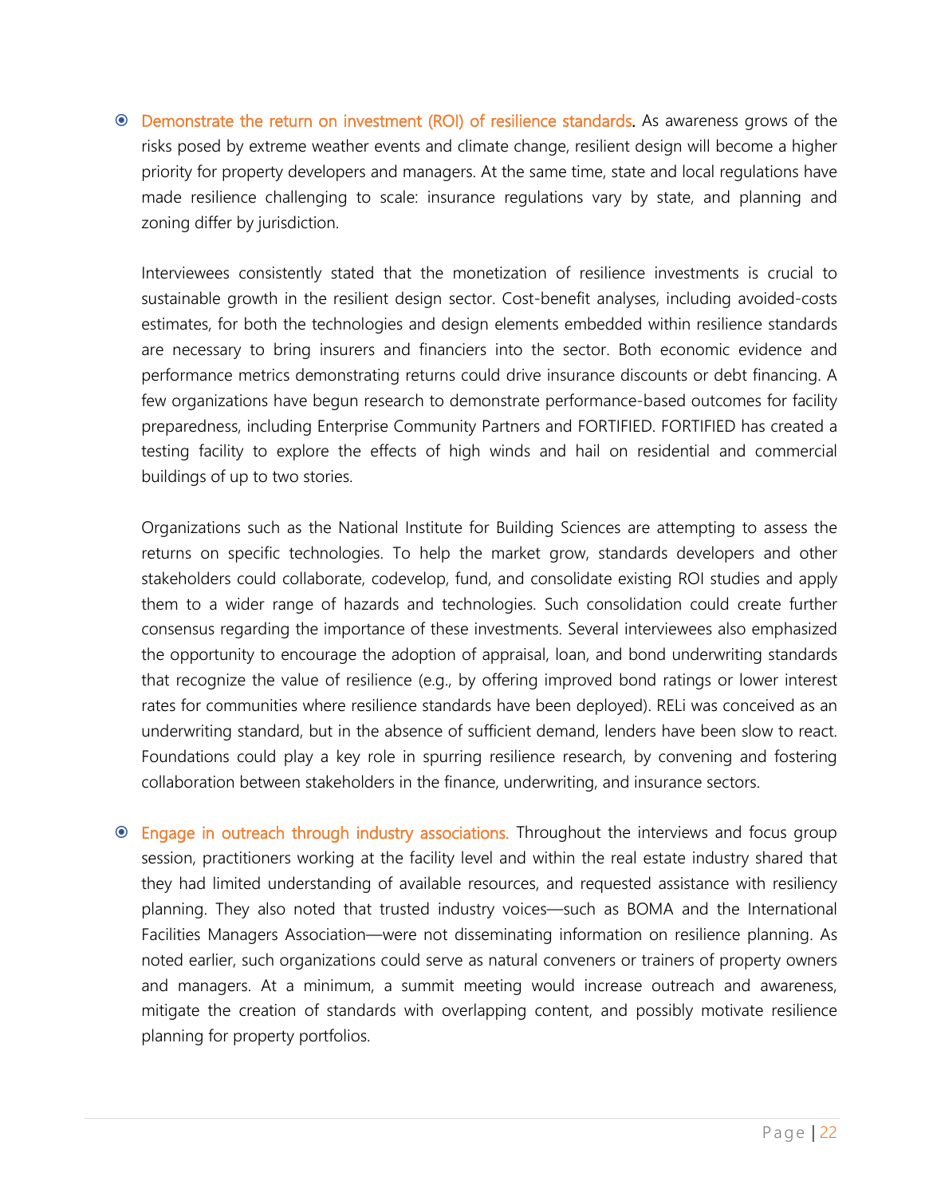- **Demonstrate the return on investment (ROI) of resilience standards.** As awareness grows of the risks posed by extreme weather events and climate change, resilient design will become a higher priority for property developers and managers. At the same time, state and local regulations have made resilience challenging to scale: insurance regulations vary by state, and planning and zoning differ by jurisdiction.

  Interviewees consistently stated that the monetization of resilience investments is crucial to sustainable growth in the resilient design sector. Cost-benefit analyses, including avoided-costs estimates, for both the technologies and design elements embedded within resilience standards are necessary to bring insurers and financiers into the sector. Both economic evidence and performance metrics demonstrating returns could drive insurance discounts or debt financing. A few organizations have begun research to demonstrate performance-based outcomes for facility preparedness, including Enterprise Community Partners and FORTIFIED. FORTIFIED has created a testing facility to explore the effects of high winds and hail on residential and commercial buildings of up to two stories.

  Organizations such as the National Institute for Building Sciences are attempting to assess the returns on specific technologies. To help the market grow, standards developers and other stakeholders could collaborate, codevelop, fund, and consolidate existing ROI studies and apply them to a wider range of hazards and technologies. Such consolidation could create further consensus regarding the importance of these investments. Several interviewees also emphasized the opportunity to encourage the adoption of appraisal, loan, and bond underwriting standards that recognize the value of resilience (e.g., by offering improved bond ratings or lower interest rates for communities where resilience standards have been deployed). RELi was conceived as an underwriting standard, but in the absence of sufficient demand, lenders have been slow to react. Foundations could play a key role in spurring resilience research, by convening and fostering collaboration between stakeholders in the finance, underwriting, and insurance sectors.

- **Engage in outreach through industry associations.** Throughout the interviews and focus group session, practitioners working at the facility level and within the real estate industry shared that they had limited understanding of available resources, and requested assistance with resiliency planning. They also noted that trusted industry voices—such as BOMA and the International Facilities Managers Association—were not disseminating information on resilience planning. As noted earlier, such organizations could serve as natural conveners or trainers of property owners and managers. At a minimum, a summit meeting would increase outreach and awareness, mitigate the creation of standards with overlapping content, and possibly motivate resilience planning for property portfolios.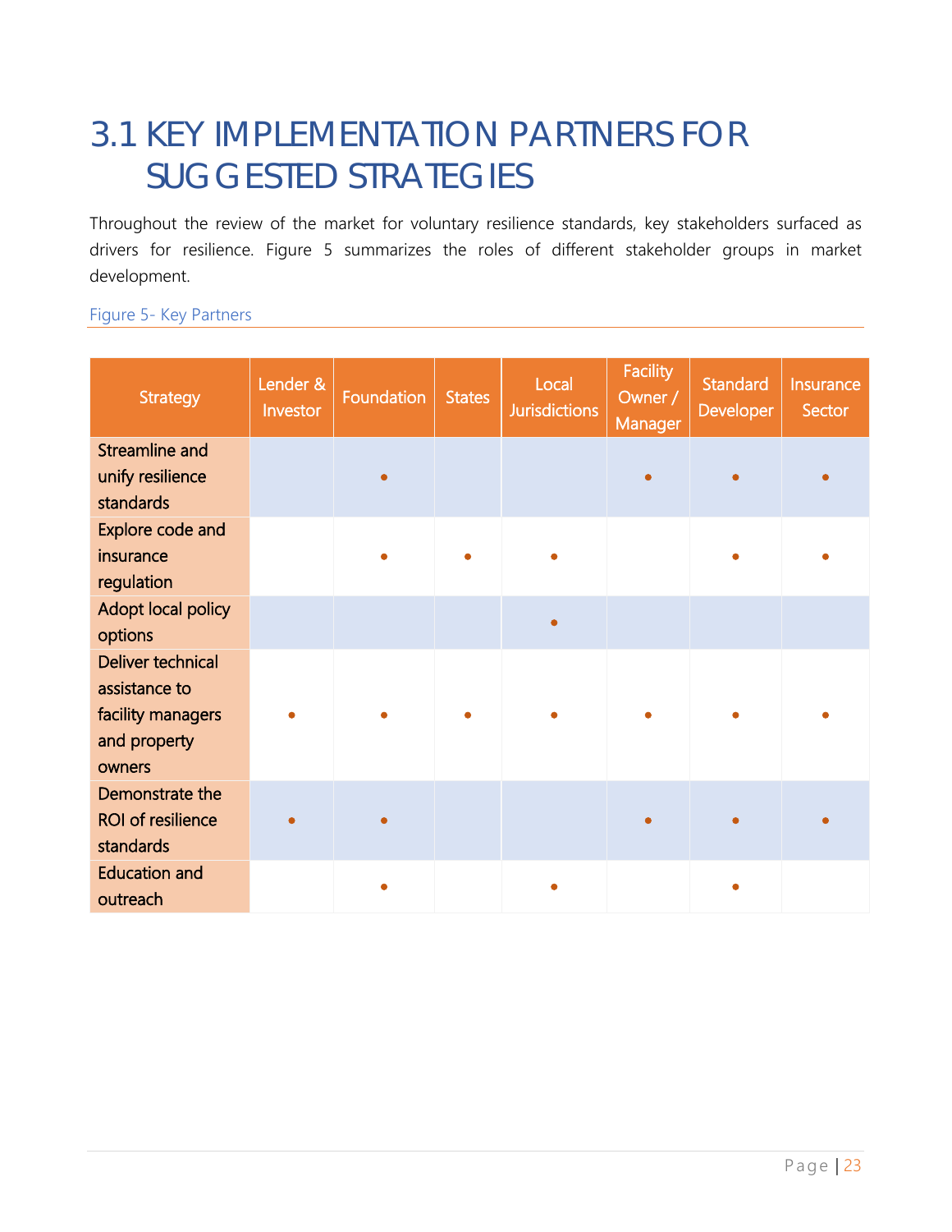## 3.1 KEY IMPLEMENTATION PARTNERS FOR SUGGESTED STRATEGIES

Throughout the review of the market for voluntary resilience standards, key stakeholders surfaced as drivers for resilience. Figure 5 summarizes the roles of different stakeholder groups in market development.

Figure 5- Key Partners

| Strategy | Lender & Investor | Foundation | States | Local Jurisdictions | Facility Owner / Manager | Standard Developer | Insurance Sector |
|---|---|---|---|---|---|---|---|
| Streamline and unify resilience standards | | • | | | • | • | • |
| Explore code and insurance regulation | | • | • | • | | • | • |
| Adopt local policy options | | | | • | | | |
| Deliver technical assistance to facility managers and property owners | • | • | • | • | • | • | • |
| Demonstrate the ROI of resilience standards | • | • | | | • | • | • |
| Education and outreach | | • | | • | | • | |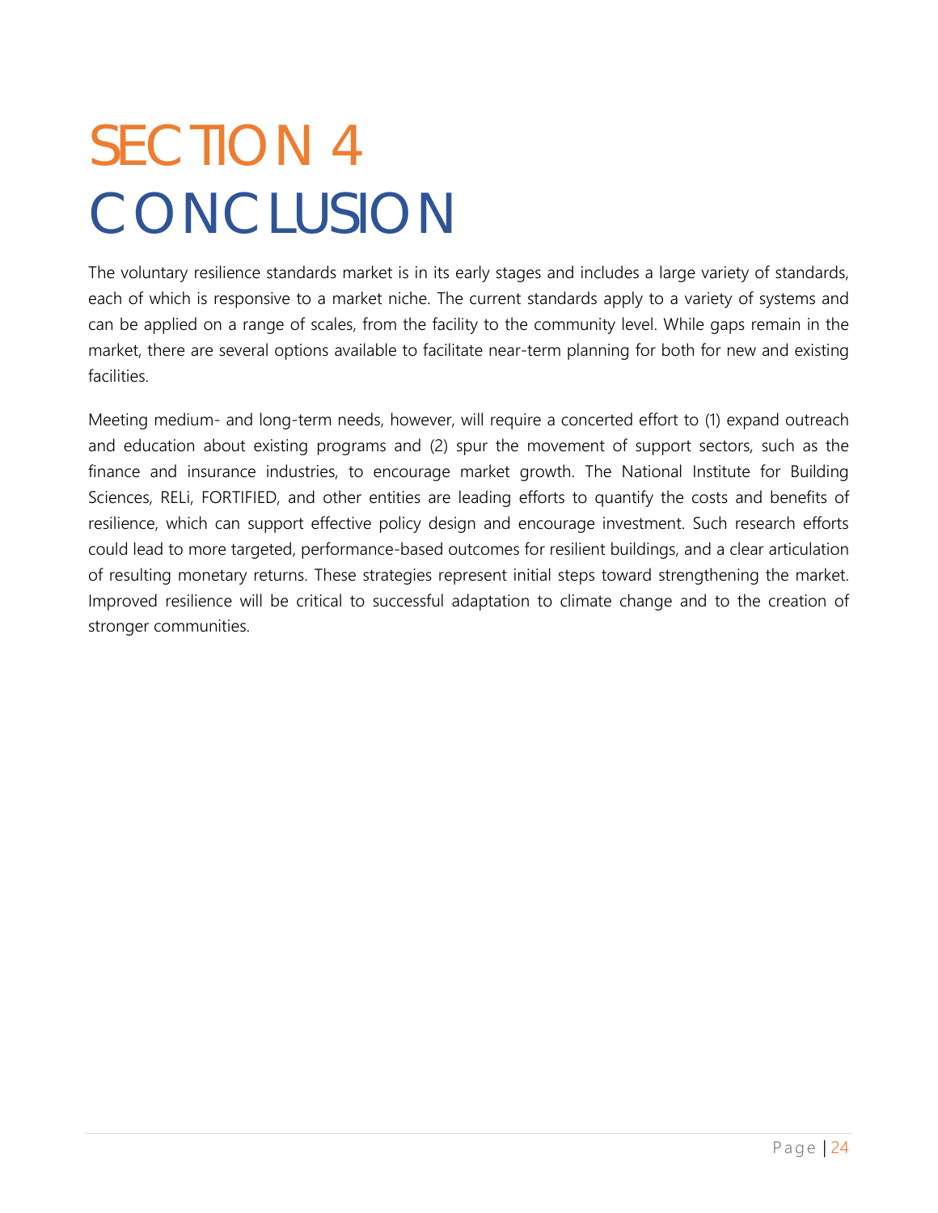# SECTION 4 CONCLUSION

The voluntary resilience standards market is in its early stages and includes a large variety of standards, each of which is responsive to a market niche. The current standards apply to a variety of systems and can be applied on a range of scales, from the facility to the community level. While gaps remain in the market, there are several options available to facilitate near-term planning for both for new and existing facilities.

Meeting medium- and long-term needs, however, will require a concerted effort to (1) expand outreach and education about existing programs and (2) spur the movement of support sectors, such as the finance and insurance industries, to encourage market growth. The National Institute for Building Sciences, RELi, FORTIFIED, and other entities are leading efforts to quantify the costs and benefits of resilience, which can support effective policy design and encourage investment. Such research efforts could lead to more targeted, performance-based outcomes for resilient buildings, and a clear articulation of resulting monetary returns. These strategies represent initial steps toward strengthening the market. Improved resilience will be critical to successful adaptation to climate change and to the creation of stronger communities.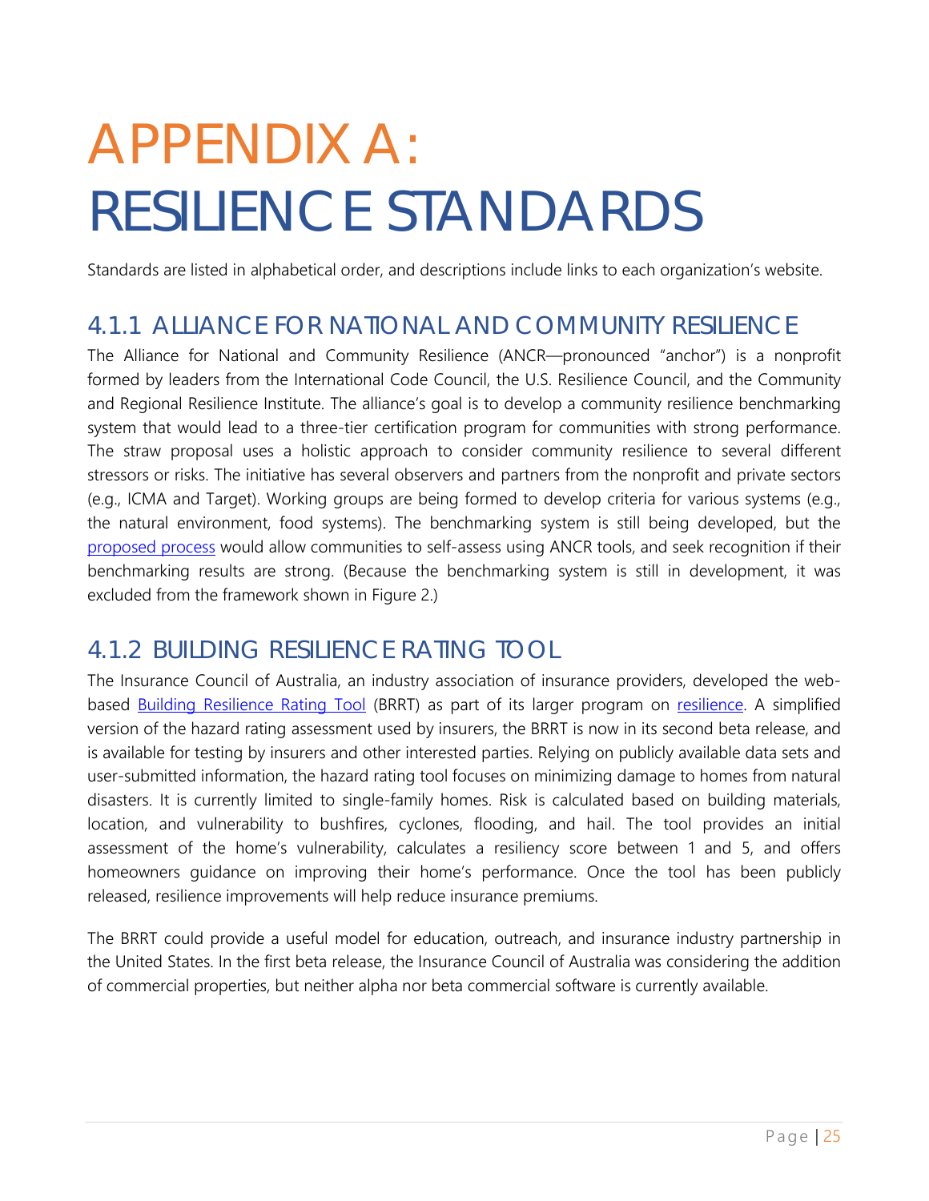# APPENDIX A: RESILIENCE STANDARDS

Standards are listed in alphabetical order, and descriptions include links to each organization's website.

## 4.1.1 ALLIANCE FOR NATIONAL AND COMMUNITY RESILIENCE

The Alliance for National and Community Resilience (ANCR—pronounced "anchor") is a nonprofit formed by leaders from the International Code Council, the U.S. Resilience Council, and the Community and Regional Resilience Institute. The alliance's goal is to develop a community resilience benchmarking system that would lead to a three-tier certification program for communities with strong performance. The straw proposal uses a holistic approach to consider community resilience to several different stressors or risks. The initiative has several observers and partners from the nonprofit and private sectors (e.g., ICMA and Target). Working groups are being formed to develop criteria for various systems (e.g., the natural environment, food systems). The benchmarking system is still being developed, but the proposed process would allow communities to self-assess using ANCR tools, and seek recognition if their benchmarking results are strong. (Because the benchmarking system is still in development, it was excluded from the framework shown in Figure 2.)

## 4.1.2 BUILDING RESILIENCE RATING TOOL

The Insurance Council of Australia, an industry association of insurance providers, developed the web-based Building Resilience Rating Tool (BRRT) as part of its larger program on resilience. A simplified version of the hazard rating assessment used by insurers, the BRRT is now in its second beta release, and is available for testing by insurers and other interested parties. Relying on publicly available data sets and user-submitted information, the hazard rating tool focuses on minimizing damage to homes from natural disasters. It is currently limited to single-family homes. Risk is calculated based on building materials, location, and vulnerability to bushfires, cyclones, flooding, and hail. The tool provides an initial assessment of the home's vulnerability, calculates a resiliency score between 1 and 5, and offers homeowners guidance on improving their home's performance. Once the tool has been publicly released, resilience improvements will help reduce insurance premiums.

The BRRT could provide a useful model for education, outreach, and insurance industry partnership in the United States. In the first beta release, the Insurance Council of Australia was considering the addition of commercial properties, but neither alpha nor beta commercial software is currently available.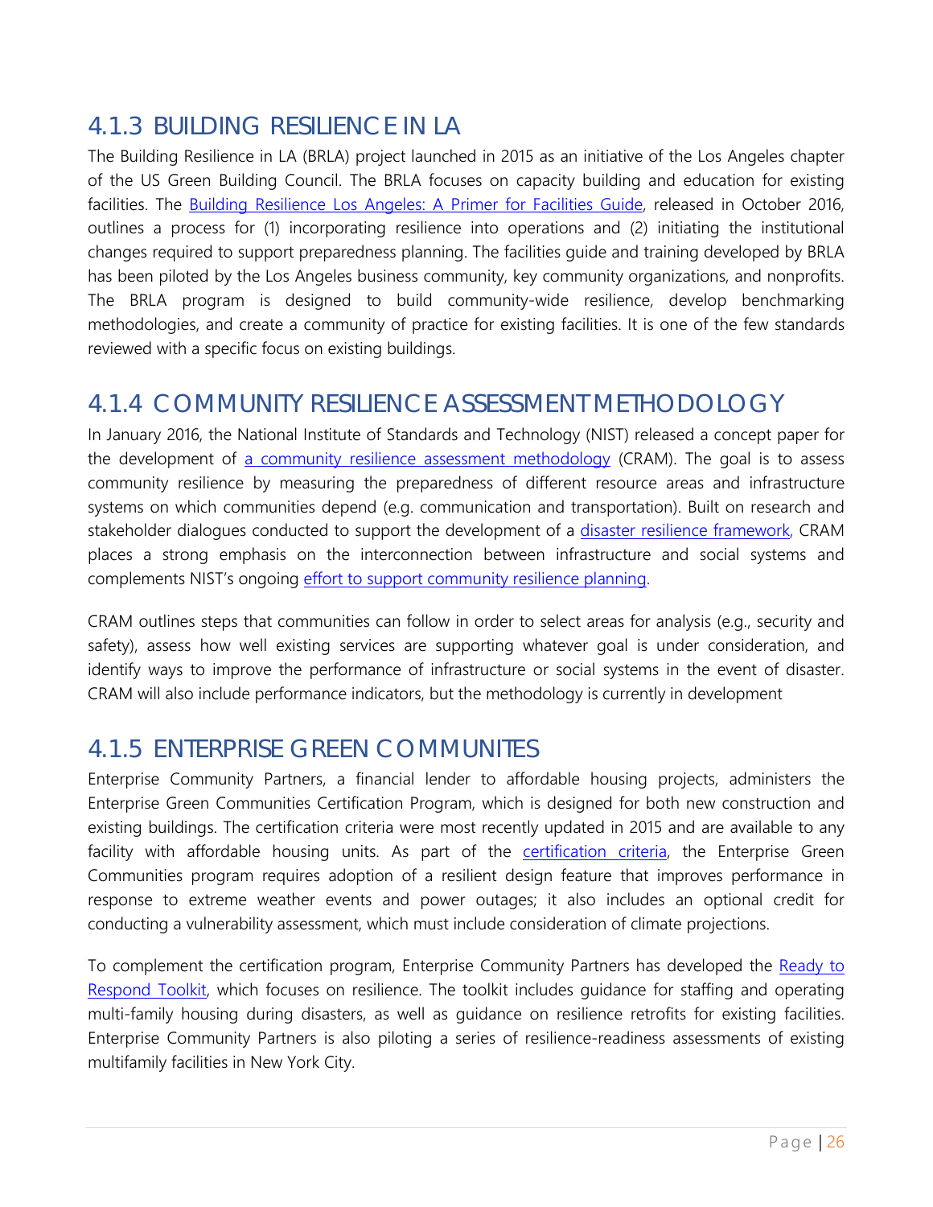## 4.1.3 BUILDING RESILIENCE IN LA

The Building Resilience in LA (BRLA) project launched in 2015 as an initiative of the Los Angeles chapter of the US Green Building Council. The BRLA focuses on capacity building and education for existing facilities. The Building Resilience Los Angeles: A Primer for Facilities Guide, released in October 2016, outlines a process for (1) incorporating resilience into operations and (2) initiating the institutional changes required to support preparedness planning. The facilities guide and training developed by BRLA has been piloted by the Los Angeles business community, key community organizations, and nonprofits. The BRLA program is designed to build community-wide resilience, develop benchmarking methodologies, and create a community of practice for existing facilities. It is one of the few standards reviewed with a specific focus on existing buildings.

## 4.1.4 COMMUNITY RESILIENCE ASSESSMENT METHODOLOGY

In January 2016, the National Institute of Standards and Technology (NIST) released a concept paper for the development of a community resilience assessment methodology (CRAM). The goal is to assess community resilience by measuring the preparedness of different resource areas and infrastructure systems on which communities depend (e.g. communication and transportation). Built on research and stakeholder dialogues conducted to support the development of a disaster resilience framework, CRAM places a strong emphasis on the interconnection between infrastructure and social systems and complements NIST's ongoing effort to support community resilience planning.

CRAM outlines steps that communities can follow in order to select areas for analysis (e.g., security and safety), assess how well existing services are supporting whatever goal is under consideration, and identify ways to improve the performance of infrastructure or social systems in the event of disaster. CRAM will also include performance indicators, but the methodology is currently in development

## 4.1.5 ENTERPRISE GREEN COMMUNITES

Enterprise Community Partners, a financial lender to affordable housing projects, administers the Enterprise Green Communities Certification Program, which is designed for both new construction and existing buildings. The certification criteria were most recently updated in 2015 and are available to any facility with affordable housing units. As part of the certification criteria, the Enterprise Green Communities program requires adoption of a resilient design feature that improves performance in response to extreme weather events and power outages; it also includes an optional credit for conducting a vulnerability assessment, which must include consideration of climate projections.

To complement the certification program, Enterprise Community Partners has developed the Ready to Respond Toolkit, which focuses on resilience. The toolkit includes guidance for staffing and operating multi-family housing during disasters, as well as guidance on resilience retrofits for existing facilities. Enterprise Community Partners is also piloting a series of resilience-readiness assessments of existing multifamily facilities in New York City.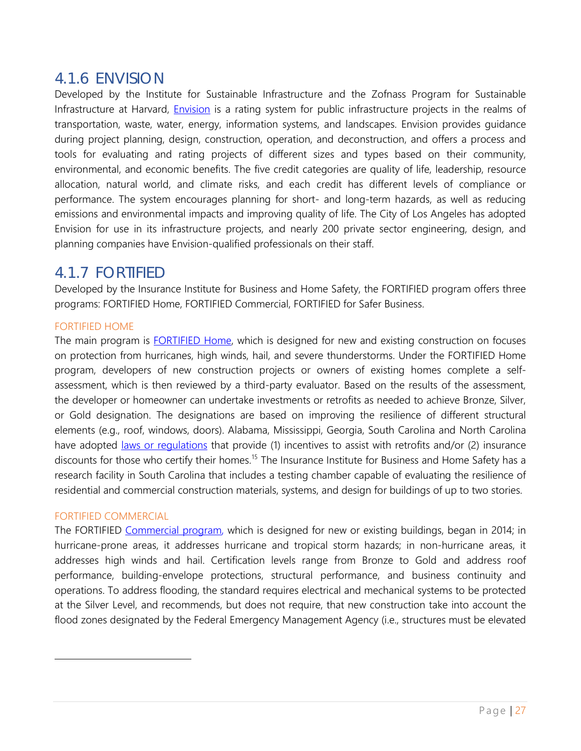## 4.1.6 ENVISION

Developed by the Institute for Sustainable Infrastructure and the Zofnass Program for Sustainable Infrastructure at Harvard, Envision is a rating system for public infrastructure projects in the realms of transportation, waste, water, energy, information systems, and landscapes. Envision provides guidance during project planning, design, construction, operation, and deconstruction, and offers a process and tools for evaluating and rating projects of different sizes and types based on their community, environmental, and economic benefits. The five credit categories are quality of life, leadership, resource allocation, natural world, and climate risks, and each credit has different levels of compliance or performance. The system encourages planning for short- and long-term hazards, as well as reducing emissions and environmental impacts and improving quality of life. The City of Los Angeles has adopted Envision for use in its infrastructure projects, and nearly 200 private sector engineering, design, and planning companies have Envision-qualified professionals on their staff.

## 4.1.7 FORTIFIED

Developed by the Insurance Institute for Business and Home Safety, the FORTIFIED program offers three programs: FORTIFIED Home, FORTIFIED Commercial, FORTIFIED for Safer Business.

### FORTIFIED HOME

The main program is FORTIFIED Home, which is designed for new and existing construction on focuses on protection from hurricanes, high winds, hail, and severe thunderstorms. Under the FORTIFIED Home program, developers of new construction projects or owners of existing homes complete a self-assessment, which is then reviewed by a third-party evaluator. Based on the results of the assessment, the developer or homeowner can undertake investments or retrofits as needed to achieve Bronze, Silver, or Gold designation. The designations are based on improving the resilience of different structural elements (e.g., roof, windows, doors). Alabama, Mississippi, Georgia, South Carolina and North Carolina have adopted laws or regulations that provide (1) incentives to assist with retrofits and/or (2) insurance discounts for those who certify their homes.[15] The Insurance Institute for Business and Home Safety has a research facility in South Carolina that includes a testing chamber capable of evaluating the resilience of residential and commercial construction materials, systems, and design for buildings of up to two stories.

### FORTIFIED COMMERCIAL

The FORTIFIED Commercial program, which is designed for new or existing buildings, began in 2014; in hurricane-prone areas, it addresses hurricane and tropical storm hazards; in non-hurricane areas, it addresses high winds and hail. Certification levels range from Bronze to Gold and address roof performance, building-envelope protections, structural performance, and business continuity and operations. To address flooding, the standard requires electrical and mechanical systems to be protected at the Silver Level, and recommends, but does not require, that new construction take into account the flood zones designated by the Federal Emergency Management Agency (i.e., structures must be elevated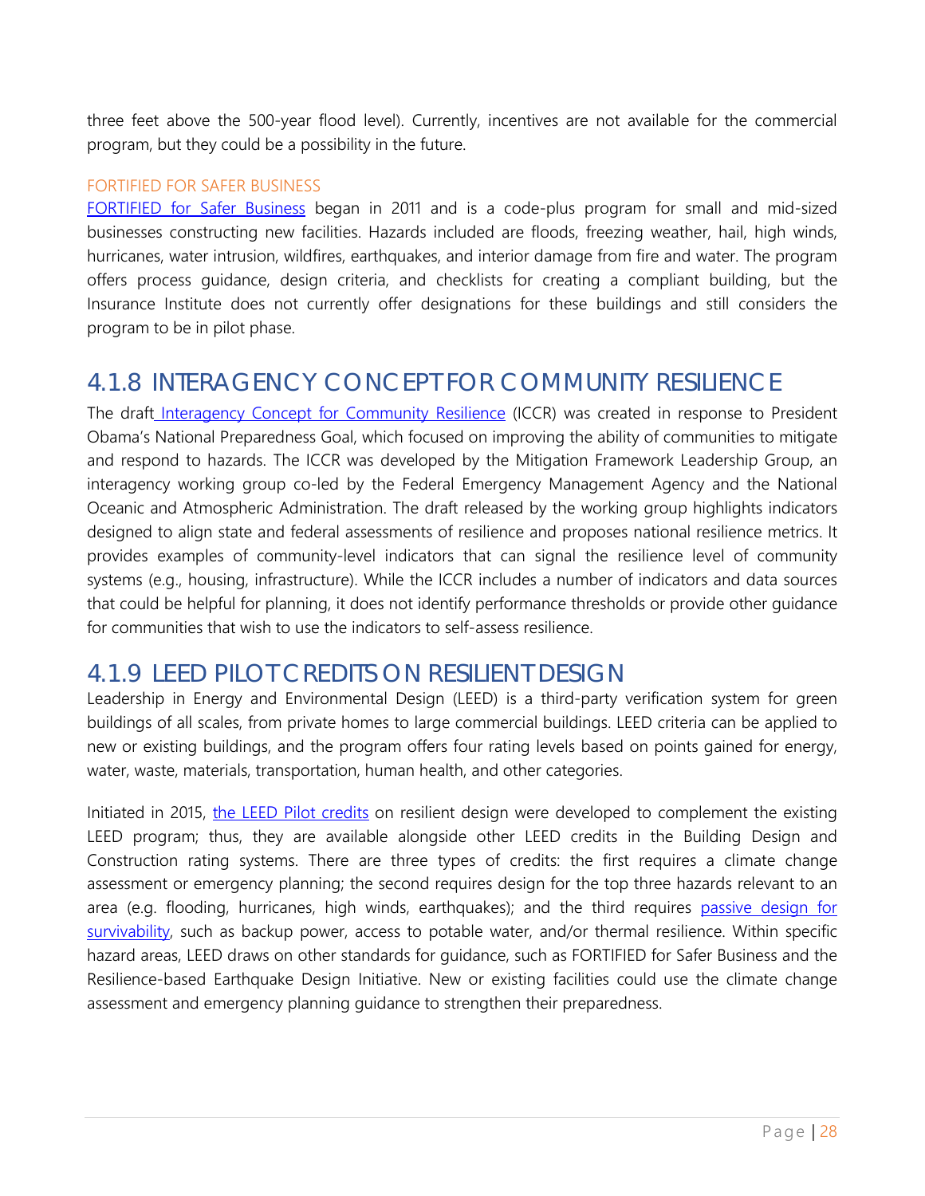three feet above the 500-year flood level). Currently, incentives are not available for the commercial program, but they could be a possibility in the future.

#### FORTIFIED FOR SAFER BUSINESS

FORTIFIED for Safer Business began in 2011 and is a code-plus program for small and mid-sized businesses constructing new facilities. Hazards included are floods, freezing weather, hail, high winds, hurricanes, water intrusion, wildfires, earthquakes, and interior damage from fire and water. The program offers process guidance, design criteria, and checklists for creating a compliant building, but the Insurance Institute does not currently offer designations for these buildings and still considers the program to be in pilot phase.

### 4.1.8 INTERAGENCY CONCEPT FOR COMMUNITY RESILIENCE

The draft Interagency Concept for Community Resilience (ICCR) was created in response to President Obama's National Preparedness Goal, which focused on improving the ability of communities to mitigate and respond to hazards. The ICCR was developed by the Mitigation Framework Leadership Group, an interagency working group co-led by the Federal Emergency Management Agency and the National Oceanic and Atmospheric Administration. The draft released by the working group highlights indicators designed to align state and federal assessments of resilience and proposes national resilience metrics. It provides examples of community-level indicators that can signal the resilience level of community systems (e.g., housing, infrastructure). While the ICCR includes a number of indicators and data sources that could be helpful for planning, it does not identify performance thresholds or provide other guidance for communities that wish to use the indicators to self-assess resilience.

### 4.1.9 LEED PILOT CREDITS ON RESILIENT DESIGN

Leadership in Energy and Environmental Design (LEED) is a third-party verification system for green buildings of all scales, from private homes to large commercial buildings. LEED criteria can be applied to new or existing buildings, and the program offers four rating levels based on points gained for energy, water, waste, materials, transportation, human health, and other categories.

Initiated in 2015, the LEED Pilot credits on resilient design were developed to complement the existing LEED program; thus, they are available alongside other LEED credits in the Building Design and Construction rating systems. There are three types of credits: the first requires a climate change assessment or emergency planning; the second requires design for the top three hazards relevant to an area (e.g. flooding, hurricanes, high winds, earthquakes); and the third requires passive design for survivability, such as backup power, access to potable water, and/or thermal resilience. Within specific hazard areas, LEED draws on other standards for guidance, such as FORTIFIED for Safer Business and the Resilience-based Earthquake Design Initiative. New or existing facilities could use the climate change assessment and emergency planning guidance to strengthen their preparedness.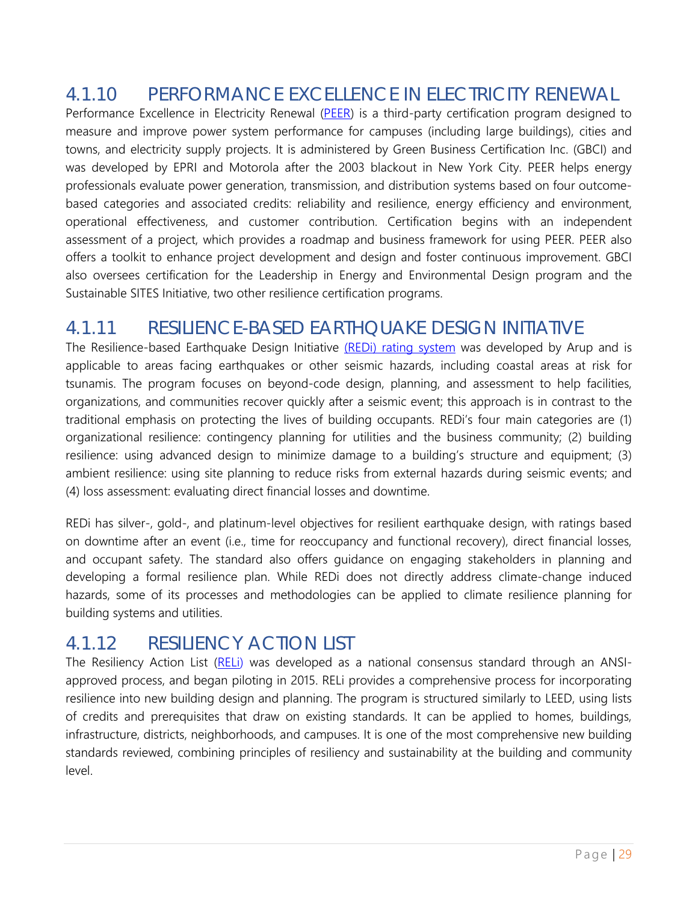### 4.1.10 PERFORMANCE EXCELLENCE IN ELECTRICITY RENEWAL

Performance Excellence in Electricity Renewal (PEER) is a third-party certification program designed to measure and improve power system performance for campuses (including large buildings), cities and towns, and electricity supply projects. It is administered by Green Business Certification Inc. (GBCI) and was developed by EPRI and Motorola after the 2003 blackout in New York City. PEER helps energy professionals evaluate power generation, transmission, and distribution systems based on four outcome-based categories and associated credits: reliability and resilience, energy efficiency and environment, operational effectiveness, and customer contribution. Certification begins with an independent assessment of a project, which provides a roadmap and business framework for using PEER. PEER also offers a toolkit to enhance project development and design and foster continuous improvement. GBCI also oversees certification for the Leadership in Energy and Environmental Design program and the Sustainable SITES Initiative, two other resilience certification programs.

### 4.1.11 RESILIENCE-BASED EARTHQUAKE DESIGN INITIATIVE

The Resilience-based Earthquake Design Initiative (REDi) rating system was developed by Arup and is applicable to areas facing earthquakes or other seismic hazards, including coastal areas at risk for tsunamis. The program focuses on beyond-code design, planning, and assessment to help facilities, organizations, and communities recover quickly after a seismic event; this approach is in contrast to the traditional emphasis on protecting the lives of building occupants. REDi's four main categories are (1) organizational resilience: contingency planning for utilities and the business community; (2) building resilience: using advanced design to minimize damage to a building's structure and equipment; (3) ambient resilience: using site planning to reduce risks from external hazards during seismic events; and (4) loss assessment: evaluating direct financial losses and downtime.

REDi has silver-, gold-, and platinum-level objectives for resilient earthquake design, with ratings based on downtime after an event (i.e., time for reoccupancy and functional recovery), direct financial losses, and occupant safety. The standard also offers guidance on engaging stakeholders in planning and developing a formal resilience plan. While REDi does not directly address climate-change induced hazards, some of its processes and methodologies can be applied to climate resilience planning for building systems and utilities.

### 4.1.12 RESILIENCY ACTION LIST

The Resiliency Action List (RELi) was developed as a national consensus standard through an ANSI-approved process, and began piloting in 2015. RELi provides a comprehensive process for incorporating resilience into new building design and planning. The program is structured similarly to LEED, using lists of credits and prerequisites that draw on existing standards. It can be applied to homes, buildings, infrastructure, districts, neighborhoods, and campuses. It is one of the most comprehensive new building standards reviewed, combining principles of resiliency and sustainability at the building and community level.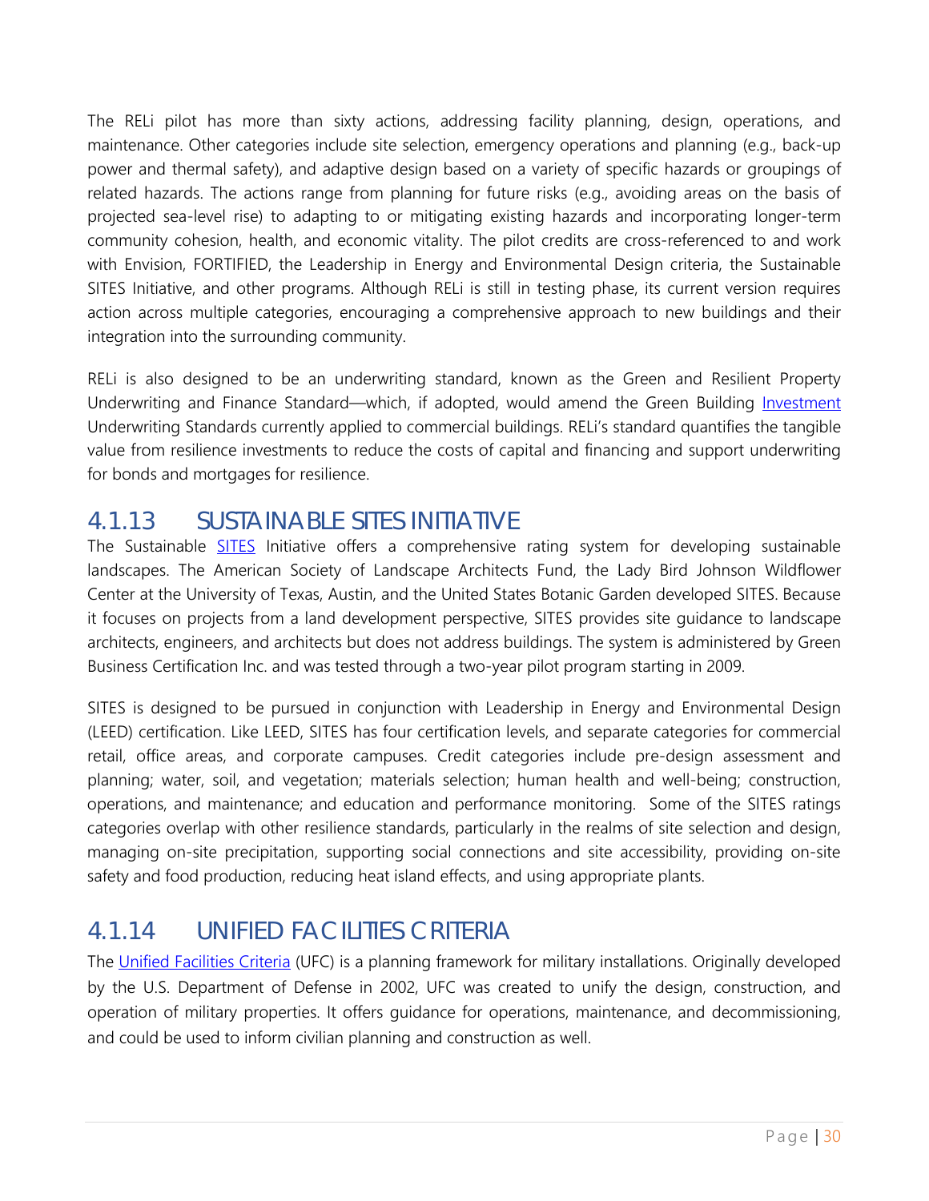The RELi pilot has more than sixty actions, addressing facility planning, design, operations, and maintenance. Other categories include site selection, emergency operations and planning (e.g., back-up power and thermal safety), and adaptive design based on a variety of specific hazards or groupings of related hazards. The actions range from planning for future risks (e.g., avoiding areas on the basis of projected sea-level rise) to adapting to or mitigating existing hazards and incorporating longer-term community cohesion, health, and economic vitality. The pilot credits are cross-referenced to and work with Envision, FORTIFIED, the Leadership in Energy and Environmental Design criteria, the Sustainable SITES Initiative, and other programs. Although RELi is still in testing phase, its current version requires action across multiple categories, encouraging a comprehensive approach to new buildings and their integration into the surrounding community.

RELi is also designed to be an underwriting standard, known as the Green and Resilient Property Underwriting and Finance Standard—which, if adopted, would amend the Green Building Investment Underwriting Standards currently applied to commercial buildings. RELi's standard quantifies the tangible value from resilience investments to reduce the costs of capital and financing and support underwriting for bonds and mortgages for resilience.

### 4.1.13 SUSTAINABLE SITES INITIATIVE

The Sustainable SITES Initiative offers a comprehensive rating system for developing sustainable landscapes. The American Society of Landscape Architects Fund, the Lady Bird Johnson Wildflower Center at the University of Texas, Austin, and the United States Botanic Garden developed SITES. Because it focuses on projects from a land development perspective, SITES provides site guidance to landscape architects, engineers, and architects but does not address buildings. The system is administered by Green Business Certification Inc. and was tested through a two-year pilot program starting in 2009.

SITES is designed to be pursued in conjunction with Leadership in Energy and Environmental Design (LEED) certification. Like LEED, SITES has four certification levels, and separate categories for commercial retail, office areas, and corporate campuses. Credit categories include pre-design assessment and planning; water, soil, and vegetation; materials selection; human health and well-being; construction, operations, and maintenance; and education and performance monitoring. Some of the SITES ratings categories overlap with other resilience standards, particularly in the realms of site selection and design, managing on-site precipitation, supporting social connections and site accessibility, providing on-site safety and food production, reducing heat island effects, and using appropriate plants.

### 4.1.14 UNIFIED FACILITIES CRITERIA

The Unified Facilities Criteria (UFC) is a planning framework for military installations. Originally developed by the U.S. Department of Defense in 2002, UFC was created to unify the design, construction, and operation of military properties. It offers guidance for operations, maintenance, and decommissioning, and could be used to inform civilian planning and construction as well.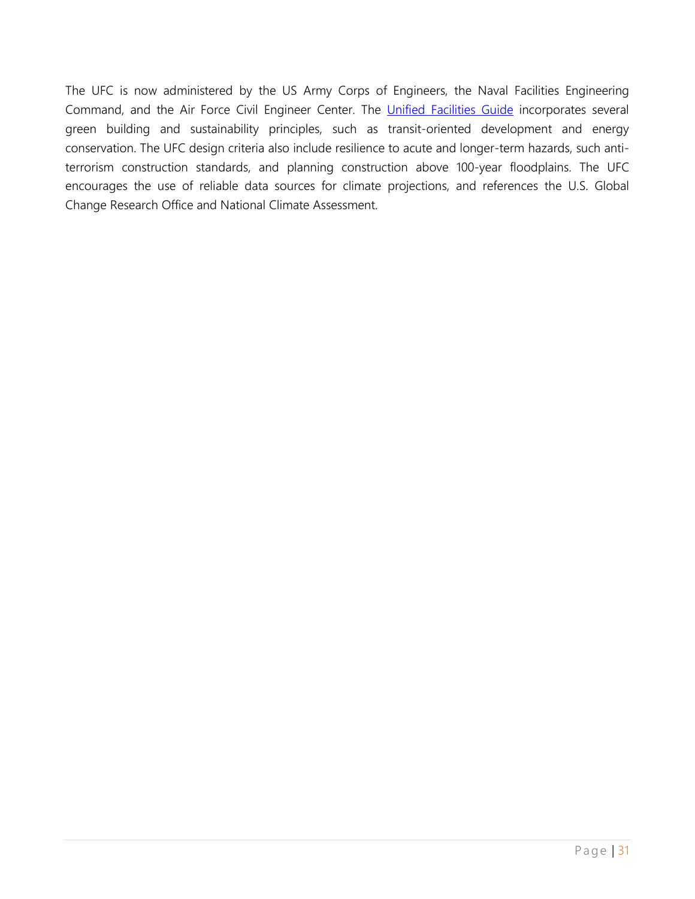The UFC is now administered by the US Army Corps of Engineers, the Naval Facilities Engineering Command, and the Air Force Civil Engineer Center. The Unified Facilities Guide incorporates several green building and sustainability principles, such as transit-oriented development and energy conservation. The UFC design criteria also include resilience to acute and longer-term hazards, such anti-terrorism construction standards, and planning construction above 100-year floodplains. The UFC encourages the use of reliable data sources for climate projections, and references the U.S. Global Change Research Office and National Climate Assessment.